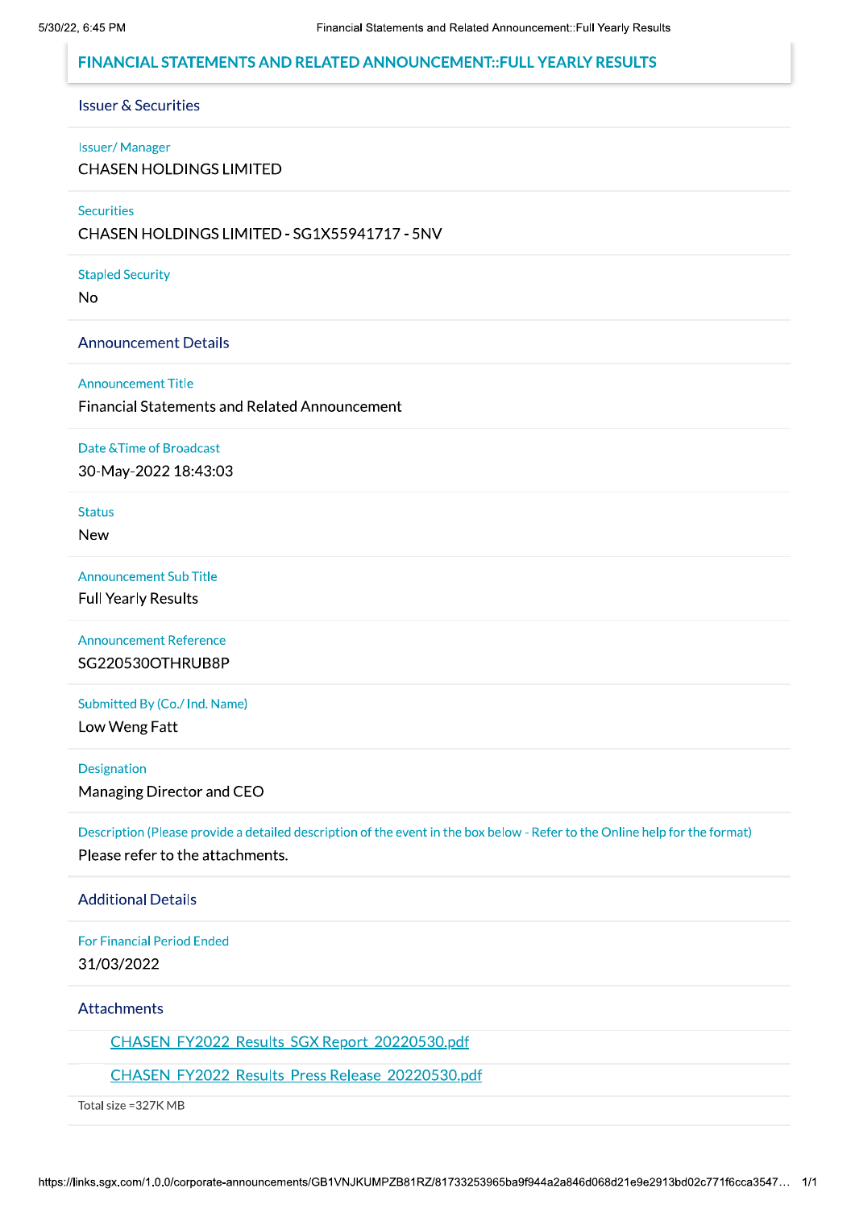# FINANCIAL STATEMENTS AND RELATED ANNOUNCEMENT::FULL YEARLY RESULTS

## Issuer & Securities

**Issuer/ Manager**

CHASEN HOLDINGS LIMITED

**Securities**

CHASEN HOLDINGS LIMITED - SG1X55941717 - 5NV

**Stapled Security**

No

## Announcement Details

**Announcement Title**

Financial Statements and Related Announcement

**Date &Time of Broadcast**

30-May-2022 18:43:03

**Status**

New

**Announcement Sub Title**

Full Yearly Results

**Announcement Reference**

SG220530OTHRUB8P

**Submitted By (Co./ Ind. Name)**

Low Weng Fatt

**Designation**

Managing Director and CEO

**Description (Please provide a detailed description of the event in the box below - Refer to the Online help for the format)**

Please refer to the attachments.

## Additional Details

**For Financial Period Ended**

31/03/2022

## Attachments

CHASEN_FY2022_Results_SGX Report_20220530.pdf

CHASEN_FY2022_Results_Press Release_20220530.pdf

Total size =327K MB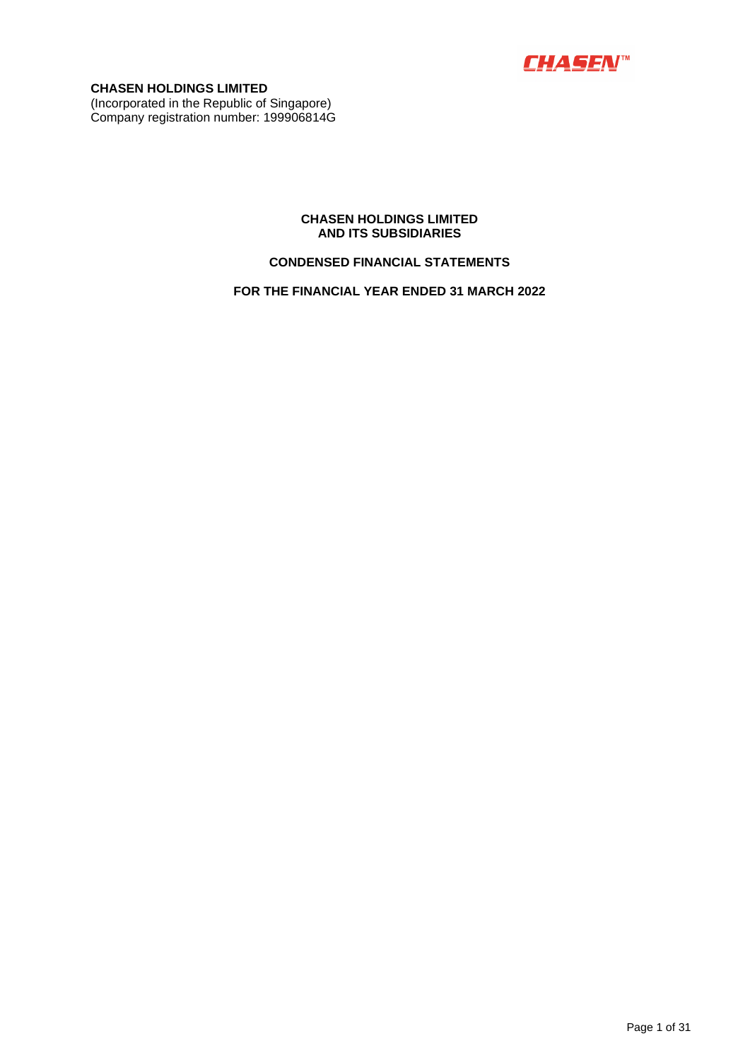**CHASEN HOLDINGS LIMITED**
(Incorporated in the Republic of Singapore)
Company registration number: 199906814G

**CHASEN HOLDINGS LIMITED**
**AND ITS SUBSIDIARIES**

**CONDENSED FINANCIAL STATEMENTS**

**FOR THE FINANCIAL YEAR ENDED 31 MARCH 2022**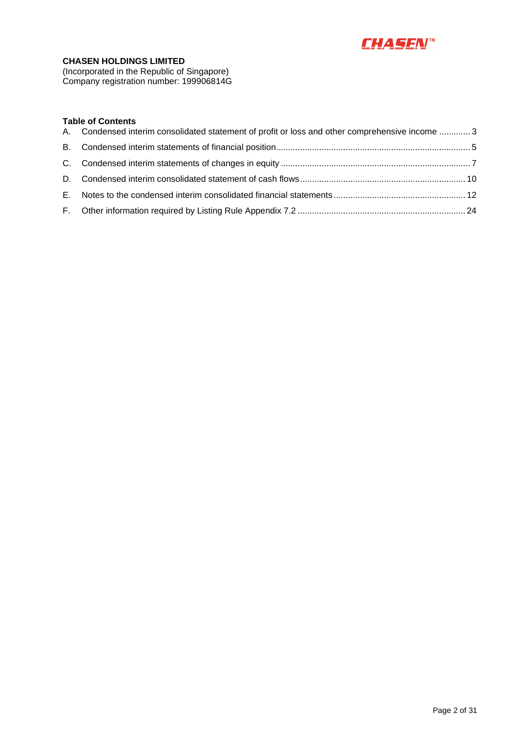**CHASEN HOLDINGS LIMITED**
(Incorporated in the Republic of Singapore)
Company registration number: 199906814G

**Table of Contents**

| | | |
|---|---|---|
| A. | Condensed interim consolidated statement of profit or loss and other comprehensive income | 3 |
| B. | Condensed interim statements of financial position | 5 |
| C. | Condensed interim statements of changes in equity | 7 |
| D. | Condensed interim consolidated statement of cash flows | 10 |
| E. | Notes to the condensed interim consolidated financial statements | 12 |
| F. | Other information required by Listing Rule Appendix 7.2 | 24 |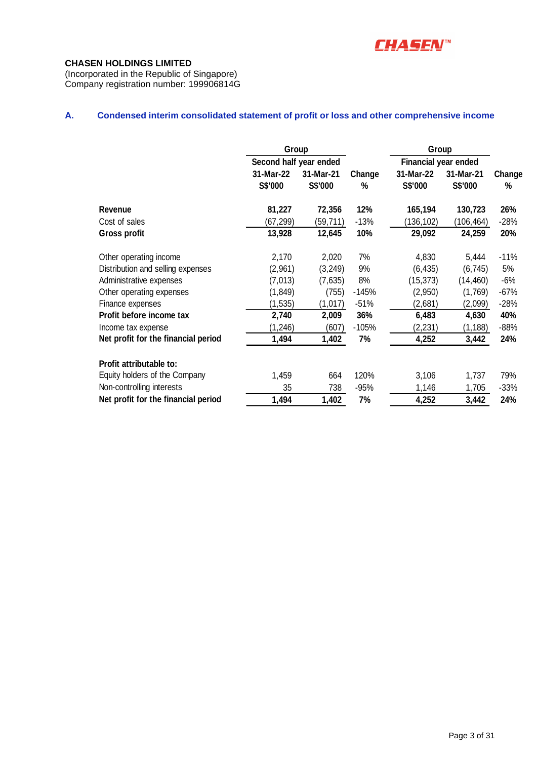**CHASEN HOLDINGS LIMITED**
(Incorporated in the Republic of Singapore)
Company registration number: 199906814G

## A. Condensed interim consolidated statement of profit or loss and other comprehensive income

| | Group | | | Group | | |
|---|---|---|---|---|---|---|
| | Second half year ended | | | Financial year ended | | |
| | 31-Mar-22 | 31-Mar-21 | Change | 31-Mar-22 | 31-Mar-21 | Change |
| | S$'000 | S$'000 | % | S$'000 | S$'000 | % |
| **Revenue** | **81,227** | **72,356** | **12%** | **165,194** | **130,723** | **26%** |
| Cost of sales | (67,299) | (59,711) | -13% | (136,102) | (106,464) | -28% |
| **Gross profit** | **13,928** | **12,645** | **10%** | **29,092** | **24,259** | **20%** |
| | | | | | | |
| Other operating income | 2,170 | 2,020 | 7% | 4,830 | 5,444 | -11% |
| Distribution and selling expenses | (2,961) | (3,249) | 9% | (6,435) | (6,745) | 5% |
| Administrative expenses | (7,013) | (7,635) | 8% | (15,373) | (14,460) | -6% |
| Other operating expenses | (1,849) | (755) | -145% | (2,950) | (1,769) | -67% |
| Finance expenses | (1,535) | (1,017) | -51% | (2,681) | (2,099) | -28% |
| **Profit before income tax** | **2,740** | **2,009** | **36%** | **6,483** | **4,630** | **40%** |
| Income tax expense | (1,246) | (607) | -105% | (2,231) | (1,188) | -88% |
| **Net profit for the financial period** | **1,494** | **1,402** | **7%** | **4,252** | **3,442** | **24%** |
| | | | | | | |
| **Profit attributable to:** | | | | | | |
| Equity holders of the Company | 1,459 | 664 | 120% | 3,106 | 1,737 | 79% |
| Non-controlling interests | 35 | 738 | -95% | 1,146 | 1,705 | -33% |
| **Net profit for the financial period** | **1,494** | **1,402** | **7%** | **4,252** | **3,442** | **24%** |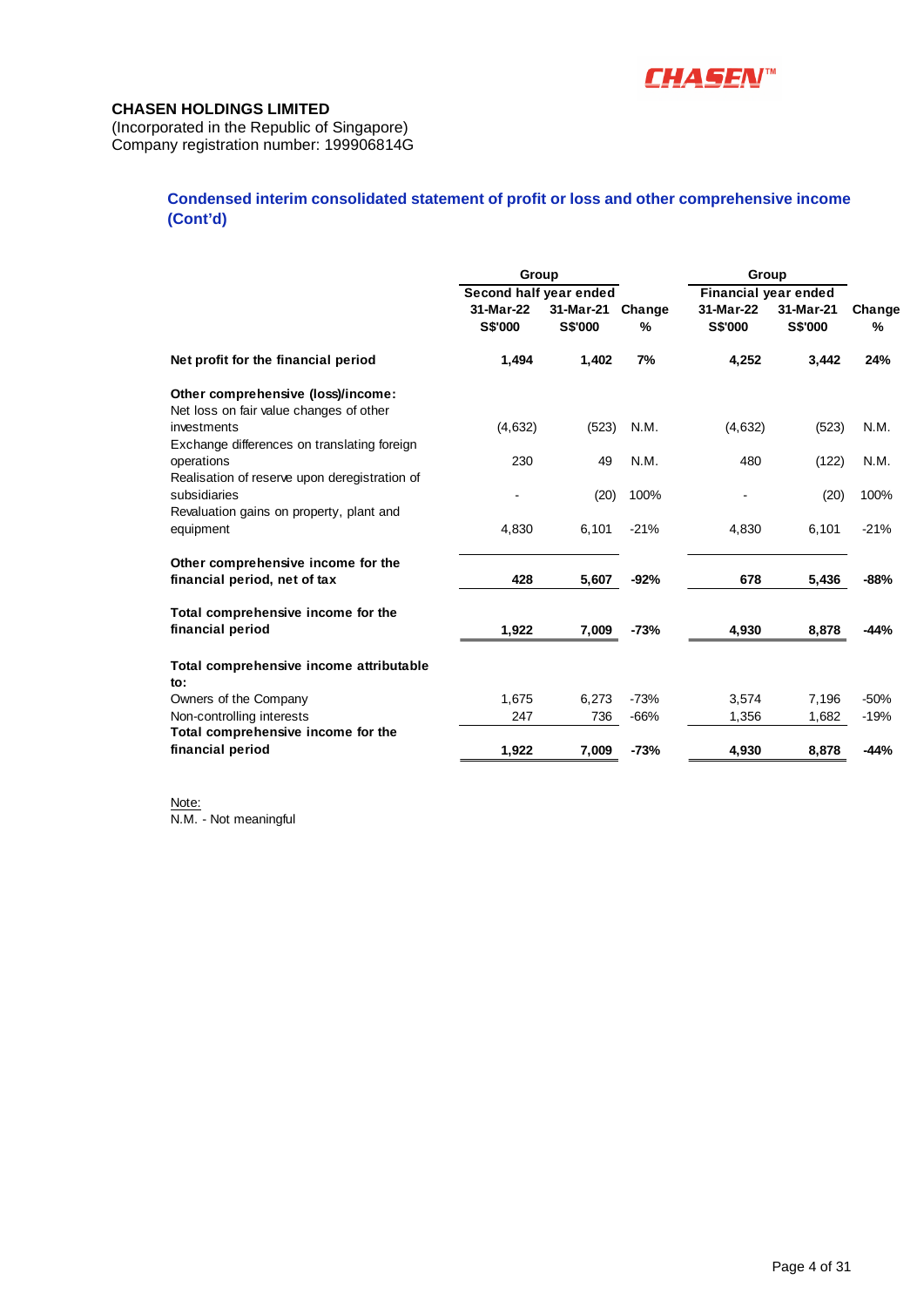**CHASEN HOLDINGS LIMITED**
(Incorporated in the Republic of Singapore)
Company registration number: 199906814G

## Condensed interim consolidated statement of profit or loss and other comprehensive income (Cont'd)

| | Group | | | Group | | |
|---|---|---|---|---|---|---|
| | Second half year ended | | | Financial year ended | | |
| | 31-Mar-22 S$'000 | 31-Mar-21 S$'000 | Change % | 31-Mar-22 S$'000 | 31-Mar-21 S$'000 | Change % |
| **Net profit for the financial period** | **1,494** | **1,402** | **7%** | **4,252** | **3,442** | **24%** |
| **Other comprehensive (loss)/income:** | | | | | | |
| Net loss on fair value changes of other investments | (4,632) | (523) | N.M. | (4,632) | (523) | N.M. |
| Exchange differences on translating foreign operations | 230 | 49 | N.M. | 480 | (122) | N.M. |
| Realisation of reserve upon deregistration of subsidiaries | - | (20) | 100% | - | (20) | 100% |
| Revaluation gains on property, plant and equipment | 4,830 | 6,101 | -21% | 4,830 | 6,101 | -21% |
| **Other comprehensive income for the financial period, net of tax** | **428** | **5,607** | **-92%** | **678** | **5,436** | **-88%** |
| **Total comprehensive income for the financial period** | **1,922** | **7,009** | **-73%** | **4,930** | **8,878** | **-44%** |
| **Total comprehensive income attributable to:** | | | | | | |
| Owners of the Company | 1,675 | 6,273 | -73% | 3,574 | 7,196 | -50% |
| Non-controlling interests | 247 | 736 | -66% | 1,356 | 1,682 | -19% |
| **Total comprehensive income for the financial period** | **1,922** | **7,009** | **-73%** | **4,930** | **8,878** | **-44%** |

Note:
N.M. - Not meaningful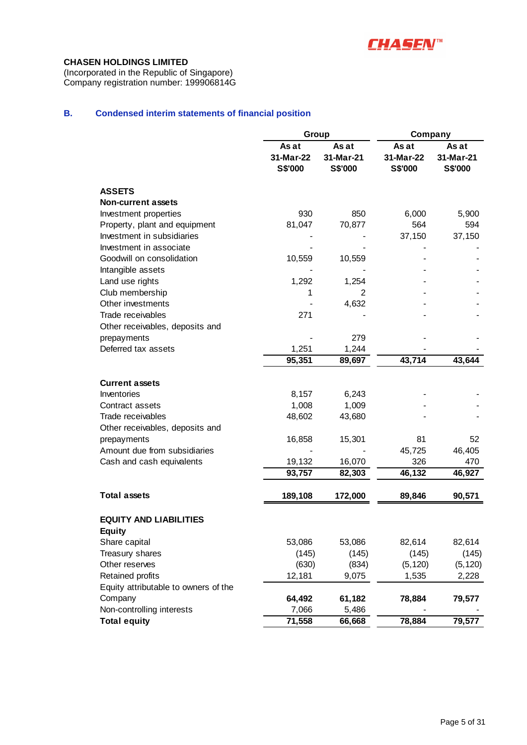**CHASEN HOLDINGS LIMITED**
(Incorporated in the Republic of Singapore)
Company registration number: 199906814G

## B. Condensed interim statements of financial position

| | Group | | Company | |
|---|---|---|---|---|
| | As at 31-Mar-22 S$'000 | As at 31-Mar-21 S$'000 | As at 31-Mar-22 S$'000 | As at 31-Mar-21 S$'000 |
| **ASSETS** | | | | |
| **Non-current assets** | | | | |
| Investment properties | 930 | 850 | 6,000 | 5,900 |
| Property, plant and equipment | 81,047 | 70,877 | 564 | 594 |
| Investment in subsidiaries | - | - | 37,150 | 37,150 |
| Investment in associate | - | - | - | - |
| Goodwill on consolidation | 10,559 | 10,559 | - | - |
| Intangible assets | - | - | - | - |
| Land use rights | 1,292 | 1,254 | - | - |
| Club membership | 1 | 2 | - | - |
| Other investments | - | 4,632 | - | - |
| Trade receivables | 271 | - | - | - |
| Other receivables, deposits and prepayments | - | 279 | - | - |
| Deferred tax assets | 1,251 | 1,244 | - | - |
| | **95,351** | **89,697** | **43,714** | **43,644** |
| **Current assets** | | | | |
| Inventories | 8,157 | 6,243 | - | - |
| Contract assets | 1,008 | 1,009 | - | - |
| Trade receivables | 48,602 | 43,680 | - | - |
| Other receivables, deposits and prepayments | 16,858 | 15,301 | 81 | 52 |
| Amount due from subsidiaries | - | - | 45,725 | 46,405 |
| Cash and cash equivalents | 19,132 | 16,070 | 326 | 470 |
| | **93,757** | **82,303** | **46,132** | **46,927** |
| **Total assets** | **189,108** | **172,000** | **89,846** | **90,571** |
| **EQUITY AND LIABILITIES** | | | | |
| **Equity** | | | | |
| Share capital | 53,086 | 53,086 | 82,614 | 82,614 |
| Treasury shares | (145) | (145) | (145) | (145) |
| Other reserves | (630) | (834) | (5,120) | (5,120) |
| Retained profits | 12,181 | 9,075 | 1,535 | 2,228 |
| Equity attributable to owners of the Company | **64,492** | **61,182** | **78,884** | **79,577** |
| Non-controlling interests | 7,066 | 5,486 | - | - |
| **Total equity** | **71,558** | **66,668** | **78,884** | **79,577** |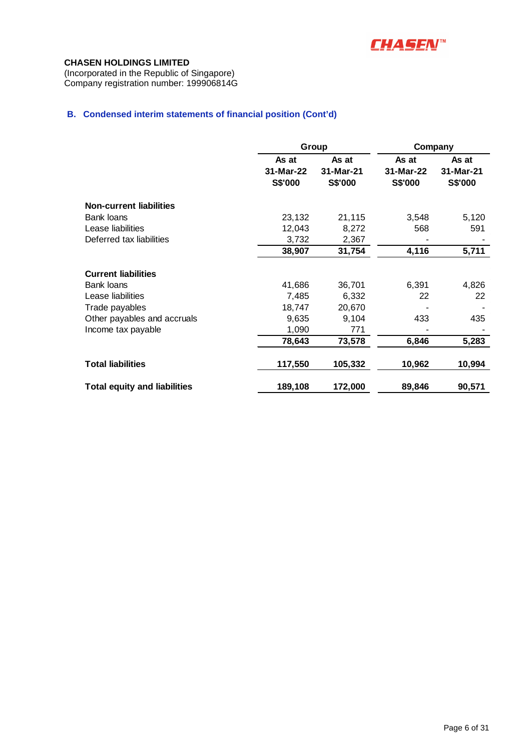**CHASEN HOLDINGS LIMITED**
(Incorporated in the Republic of Singapore)
Company registration number: 199906814G

## B. Condensed interim statements of financial position (Cont'd)

| | Group | | Company | |
|---|---|---|---|---|
| | As at 31-Mar-22 S$'000 | As at 31-Mar-21 S$'000 | As at 31-Mar-22 S$'000 | As at 31-Mar-21 S$'000 |
| **Non-current liabilities** | | | | |
| Bank loans | 23,132 | 21,115 | 3,548 | 5,120 |
| Lease liabilities | 12,043 | 8,272 | 568 | 591 |
| Deferred tax liabilities | 3,732 | 2,367 | - | - |
| | **38,907** | **31,754** | **4,116** | **5,711** |
| **Current liabilities** | | | | |
| Bank loans | 41,686 | 36,701 | 6,391 | 4,826 |
| Lease liabilities | 7,485 | 6,332 | 22 | 22 |
| Trade payables | 18,747 | 20,670 | - | - |
| Other payables and accruals | 9,635 | 9,104 | 433 | 435 |
| Income tax payable | 1,090 | 771 | - | - |
| | **78,643** | **73,578** | **6,846** | **5,283** |
| **Total liabilities** | **117,550** | **105,332** | **10,962** | **10,994** |
| **Total equity and liabilities** | **189,108** | **172,000** | **89,846** | **90,571** |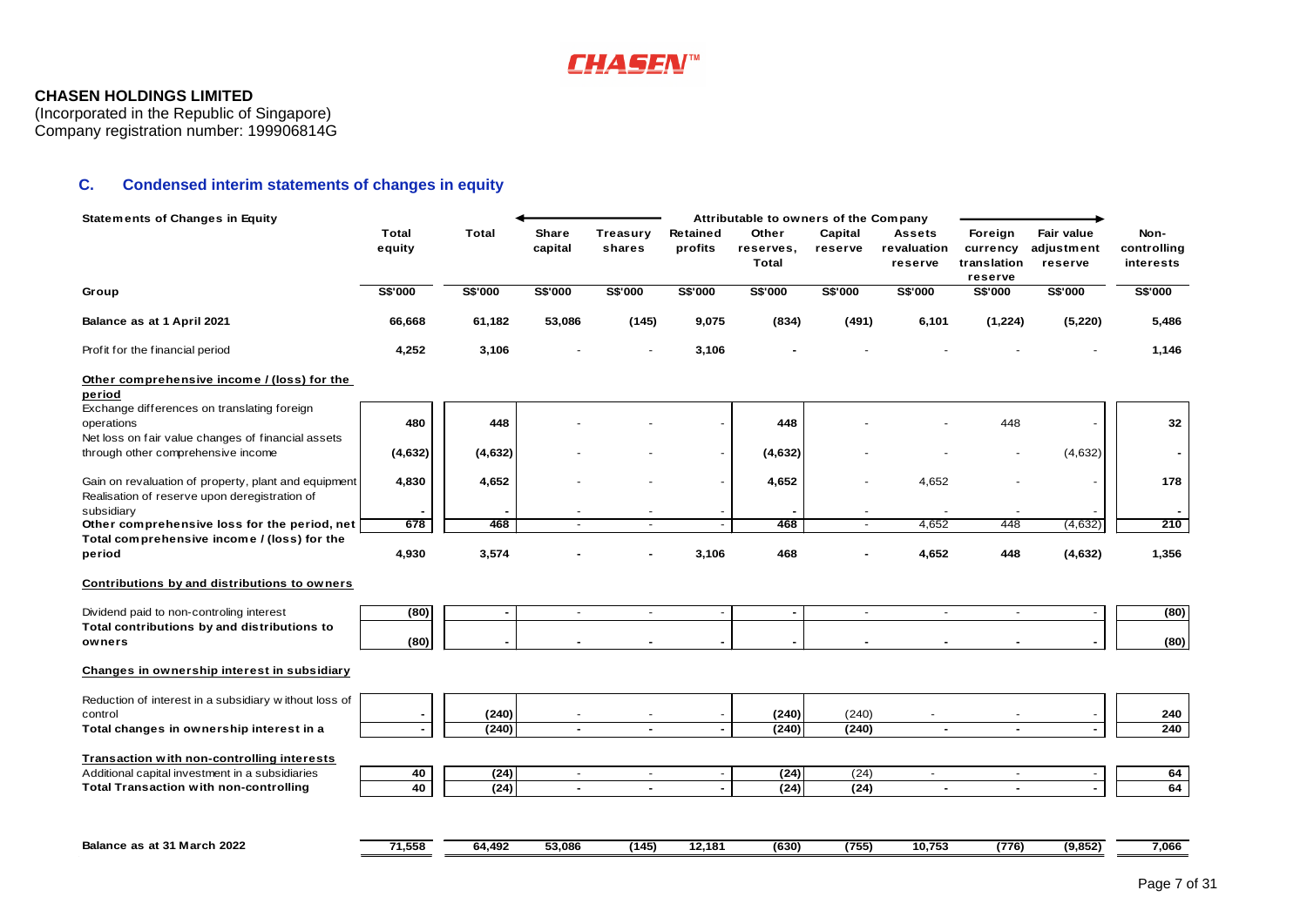**CHASEN HOLDINGS LIMITED**
(Incorporated in the Republic of Singapore)
Company registration number: 199906814G

## C. Condensed interim statements of changes in equity

| Statements of Changes in Equity | Total equity | Total | Share capital | Treasury shares | Retained profits | Other reserves, Total | Capital reserve | Assets revaluation reserve | Foreign currency translation reserve | Fair value adjustment reserve | Non-controlling interests |
|---|---|---|---|---|---|---|---|---|---|---|---|
| | | | Attributable to owners of the Company | | | | | | | | |
| **Group** | **S$'000** | **S$'000** | **S$'000** | **S$'000** | **S$'000** | **S$'000** | **S$'000** | **S$'000** | **S$'000** | **S$'000** | **S$'000** |
| **Balance as at 1 April 2021** | **66,668** | **61,182** | **53,086** | **(145)** | **9,075** | **(834)** | **(491)** | **6,101** | **(1,224)** | **(5,220)** | **5,486** |
| Profit for the financial period | **4,252** | **3,106** | - | - | **3,106** | **-** | - | - | - | - | **1,146** |
| **Other comprehensive income / (loss) for the period** | | | | | | | | | | | |
| Exchange differences on translating foreign operations | **480** | **448** | - | - | - | **448** | - | - | 448 | - | **32** |
| Net loss on fair value changes of financial assets through other comprehensive income | **(4,632)** | **(4,632)** | - | - | - | **(4,632)** | - | - | - | (4,632) | **-** |
| Gain on revaluation of property, plant and equipment | **4,830** | **4,652** | - | - | - | **4,652** | - | 4,652 | - | - | **178** |
| Realisation of reserve upon deregistration of subsidiary | **-** | **-** | - | - | - | **-** | - | - | - | - | **-** |
| **Other comprehensive loss for the period, net** | **678** | **468** | - | - | - | **468** | - | 4,652 | 448 | (4,632) | **210** |
| **Total comprehensive income / (loss) for the period** | **4,930** | **3,574** | **-** | **-** | **3,106** | **468** | **-** | **4,652** | **448** | **(4,632)** | **1,356** |
| **Contributions by and distributions to owners** | | | | | | | | | | | |
| Dividend paid to non-controling interest | **(80)** | **-** | - | - | - | **-** | - | - | - | - | **(80)** |
| **Total contributions by and distributions to owners** | **(80)** | **-** | **-** | **-** | **-** | **-** | **-** | **-** | **-** | **-** | **(80)** |
| **Changes in ownership interest in subsidiary** | | | | | | | | | | | |
| Reduction of interest in a subsidiary without loss of control | **-** | **(240)** | - | - | - | **(240)** | (240) | - | - | - | **240** |
| **Total changes in ownership interest in a** | **-** | **(240)** | **-** | **-** | **-** | **(240)** | **(240)** | **-** | **-** | **-** | **240** |
| **Transaction with non-controlling interests** | | | | | | | | | | | |
| Additional capital investment in a subsidiaries | **40** | **(24)** | - | - | - | **(24)** | (24) | - | - | - | **64** |
| **Total Transaction with non-controlling** | **40** | **(24)** | **-** | **-** | **-** | **(24)** | **(24)** | **-** | **-** | **-** | **64** |
| **Balance as at 31 March 2022** | **71,558** | **64,492** | **53,086** | **(145)** | **12,181** | **(630)** | **(755)** | **10,753** | **(776)** | **(9,852)** | **7,066** |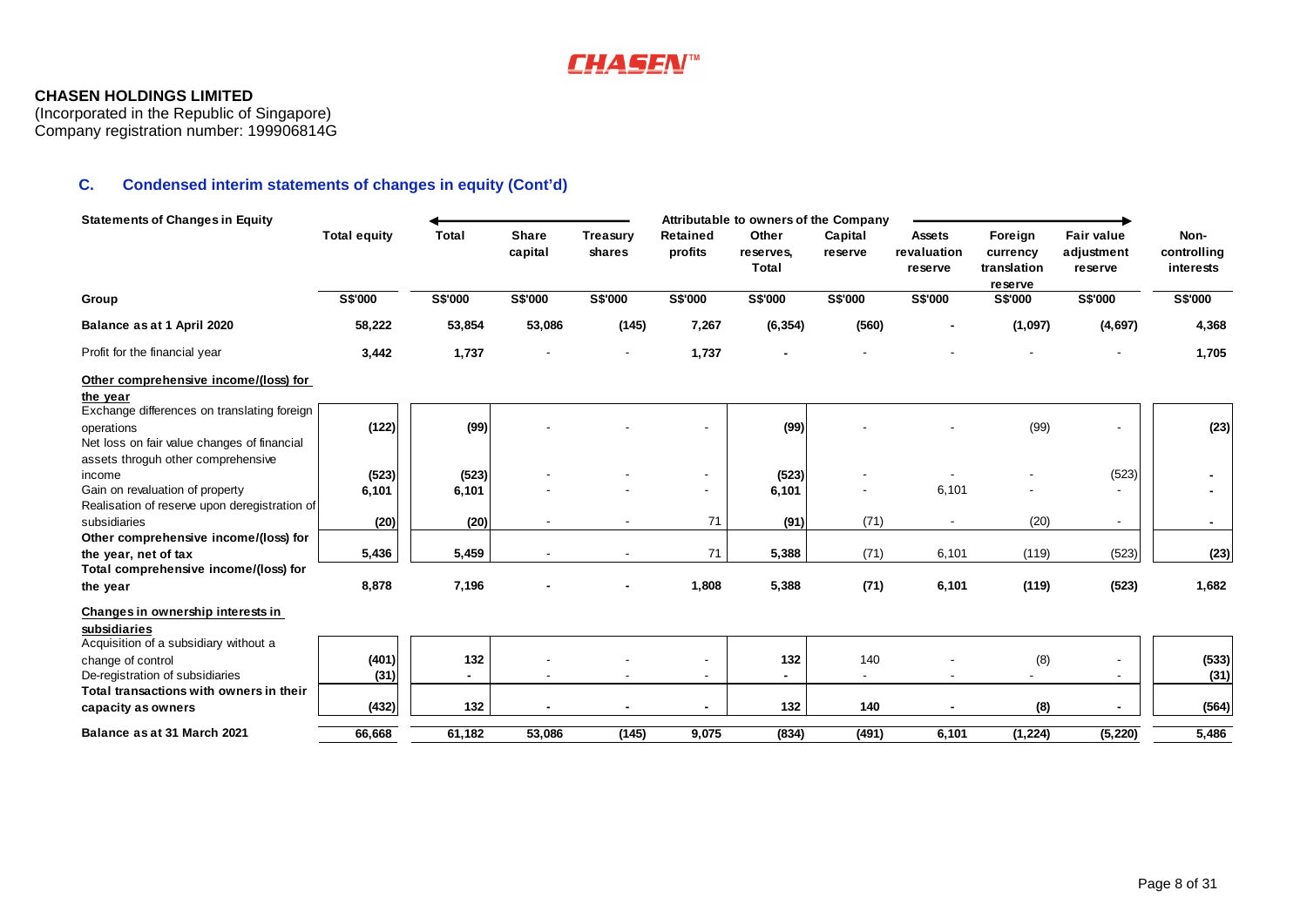**CHASEN HOLDINGS LIMITED**
(Incorporated in the Republic of Singapore)
Company registration number: 199906814G

## C. Condensed interim statements of changes in equity (Cont'd)

| Statements of Changes in Equity | Total equity | Attributable to owners of the Company | | | | | | | | | Non-controlling interests |
|---|---|---|---|---|---|---|---|---|---|---|---|
| | | Total | Share capital | Treasury shares | Retained profits | Other reserves, Total | Capital reserve | Assets revaluation reserve | Foreign currency translation reserve | Fair value adjustment reserve | |
| **Group** | **S$'000** | **S$'000** | **S$'000** | **S$'000** | **S$'000** | **S$'000** | **S$'000** | **S$'000** | **S$'000** | **S$'000** | **S$'000** |
| **Balance as at 1 April 2020** | **58,222** | **53,854** | **53,086** | **(145)** | **7,267** | **(6,354)** | **(560)** | **-** | **(1,097)** | **(4,697)** | **4,368** |
| Profit for the financial year | **3,442** | **1,737** | - | - | **1,737** | **-** | - | - | - | - | **1,705** |
| **Other comprehensive income/(loss) for the year** | | | | | | | | | | | |
| Exchange differences on translating foreign operations | **(122)** | **(99)** | - | - | - | **(99)** | - | - | (99) | - | **(23)** |
| Net loss on fair value changes of financial assets throguh other comprehensive income | **(523)** | **(523)** | - | - | - | **(523)** | - | - | - | (523) | **-** |
| Gain on revaluation of property | **6,101** | **6,101** | - | - | - | **6,101** | - | 6,101 | - | - | **-** |
| Realisation of reserve upon deregistration of subsidiaries | **(20)** | **(20)** | - | - | 71 | **(91)** | (71) | - | (20) | - | **-** |
| **Other comprehensive income/(loss) for the year, net of tax** | **5,436** | **5,459** | - | - | 71 | **5,388** | (71) | 6,101 | (119) | (523) | **(23)** |
| **Total comprehensive income/(loss) for the year** | **8,878** | **7,196** | **-** | **-** | **1,808** | **5,388** | **(71)** | **6,101** | **(119)** | **(523)** | **1,682** |
| **Changes in ownership interests in subsidiaries** | | | | | | | | | | | |
| Acquisition of a subsidiary without a change of control | **(401)** | **132** | - | - | - | **132** | 140 | - | (8) | - | **(533)** |
| De-registration of subsidiaries | **(31)** | **-** | - | - | - | **-** | - | - | - | - | **(31)** |
| **Total transactions with owners in their capacity as owners** | **(432)** | **132** | **-** | **-** | **-** | **132** | **140** | **-** | **(8)** | **-** | **(564)** |
| **Balance as at 31 March 2021** | **66,668** | **61,182** | **53,086** | **(145)** | **9,075** | **(834)** | **(491)** | **6,101** | **(1,224)** | **(5,220)** | **5,486** |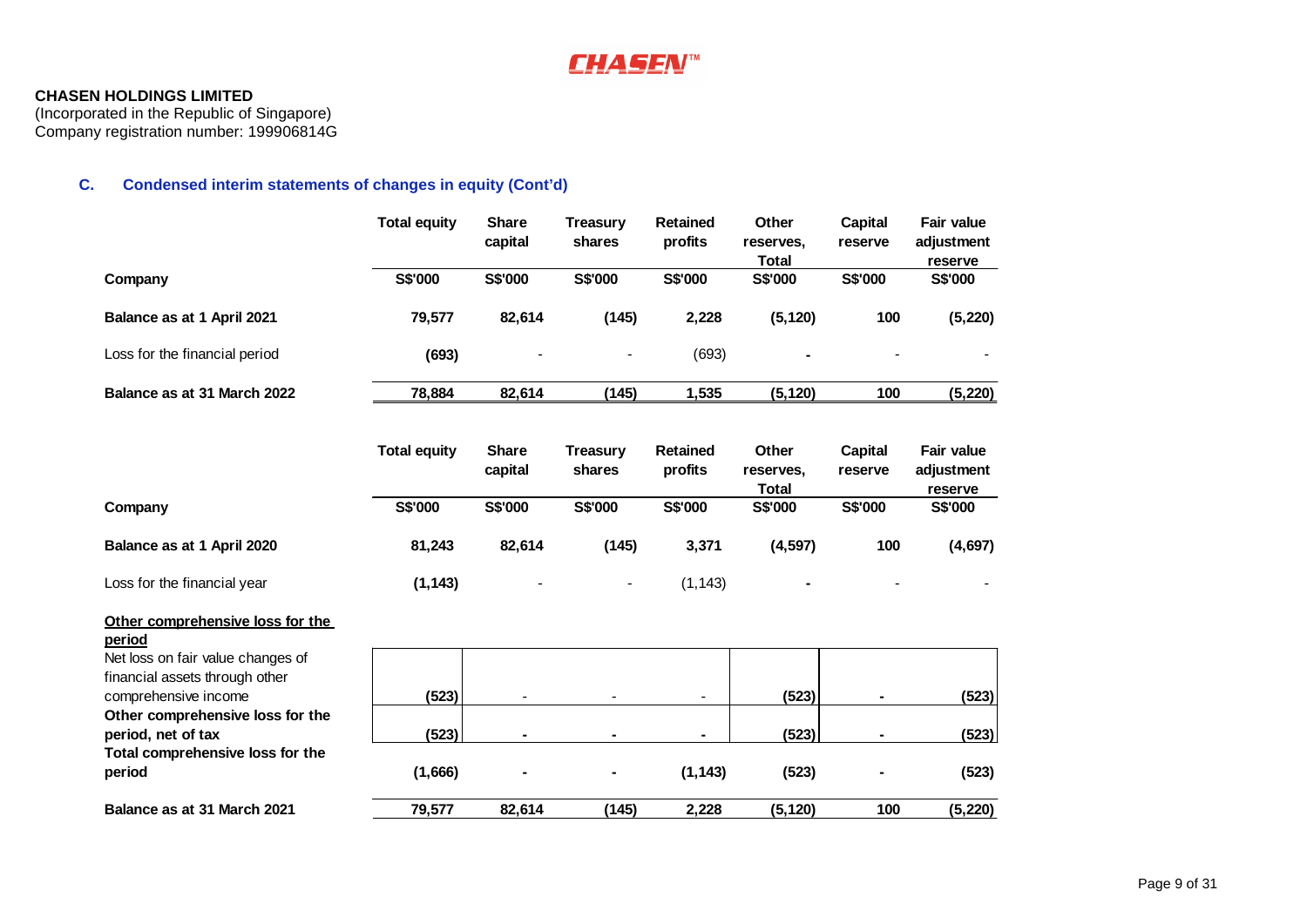**CHASEN HOLDINGS LIMITED**
(Incorporated in the Republic of Singapore)
Company registration number: 199906814G

### C. Condensed interim statements of changes in equity (Cont'd)

| Company | Total equity | Share capital | Treasury shares | Retained profits | Other reserves, Total | Capital reserve | Fair value adjustment reserve |
|---|---|---|---|---|---|---|---|
| | S$'000 | S$'000 | S$'000 | S$'000 | S$'000 | S$'000 | S$'000 |
| **Balance as at 1 April 2021** | **79,577** | **82,614** | **(145)** | **2,228** | **(5,120)** | **100** | **(5,220)** |
| Loss for the financial period | **(693)** | - | - | (693) | - | - | - |
| **Balance as at 31 March 2022** | **78,884** | **82,614** | **(145)** | **1,535** | **(5,120)** | **100** | **(5,220)** |

| Company | Total equity | Share capital | Treasury shares | Retained profits | Other reserves, Total | Capital reserve | Fair value adjustment reserve |
|---|---|---|---|---|---|---|---|
| | S$'000 | S$'000 | S$'000 | S$'000 | S$'000 | S$'000 | S$'000 |
| **Balance as at 1 April 2020** | **81,243** | **82,614** | **(145)** | **3,371** | **(4,597)** | **100** | **(4,697)** |
| Loss for the financial year | **(1,143)** | - | - | (1,143) | - | - | - |
| **Other comprehensive loss for the period** | | | | | | | |
| Net loss on fair value changes of financial assets through other comprehensive income | **(523)** | - | - | - | **(523)** | - | **(523)** |
| **Other comprehensive loss for the period, net of tax** | **(523)** | - | - | - | **(523)** | - | **(523)** |
| **Total comprehensive loss for the period** | **(1,666)** | - | - | **(1,143)** | **(523)** | - | **(523)** |
| **Balance as at 31 March 2021** | **79,577** | **82,614** | **(145)** | **2,228** | **(5,120)** | **100** | **(5,220)** |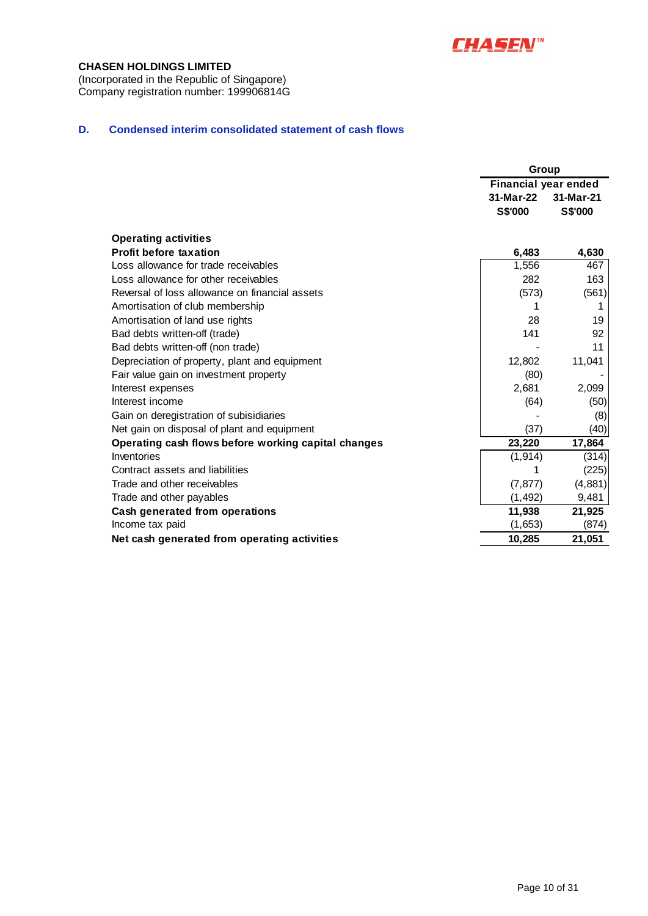**CHASEN HOLDINGS LIMITED**
(Incorporated in the Republic of Singapore)
Company registration number: 199906814G

## D. Condensed interim consolidated statement of cash flows

| | Group | |
|---|---|---|
| | Financial year ended | |
| | 31-Mar-22 | 31-Mar-21 |
| | S$'000 | S$'000 |
| **Operating activities** | | |
| **Profit before taxation** | **6,483** | **4,630** |
| Loss allowance for trade receivables | 1,556 | 467 |
| Loss allowance for other receivables | 282 | 163 |
| Reversal of loss allowance on financial assets | (573) | (561) |
| Amortisation of club membership | 1 | 1 |
| Amortisation of land use rights | 28 | 19 |
| Bad debts written-off (trade) | 141 | 92 |
| Bad debts written-off (non trade) | - | 11 |
| Depreciation of property, plant and equipment | 12,802 | 11,041 |
| Fair value gain on investment property | (80) | - |
| Interest expenses | 2,681 | 2,099 |
| Interest income | (64) | (50) |
| Gain on deregistration of subisidiaries | - | (8) |
| Net gain on disposal of plant and equipment | (37) | (40) |
| **Operating cash flows before working capital changes** | **23,220** | **17,864** |
| Inventories | (1,914) | (314) |
| Contract assets and liabilities | 1 | (225) |
| Trade and other receivables | (7,877) | (4,881) |
| Trade and other payables | (1,492) | 9,481 |
| **Cash generated from operations** | **11,938** | **21,925** |
| Income tax paid | (1,653) | (874) |
| **Net cash generated from operating activities** | **10,285** | **21,051** |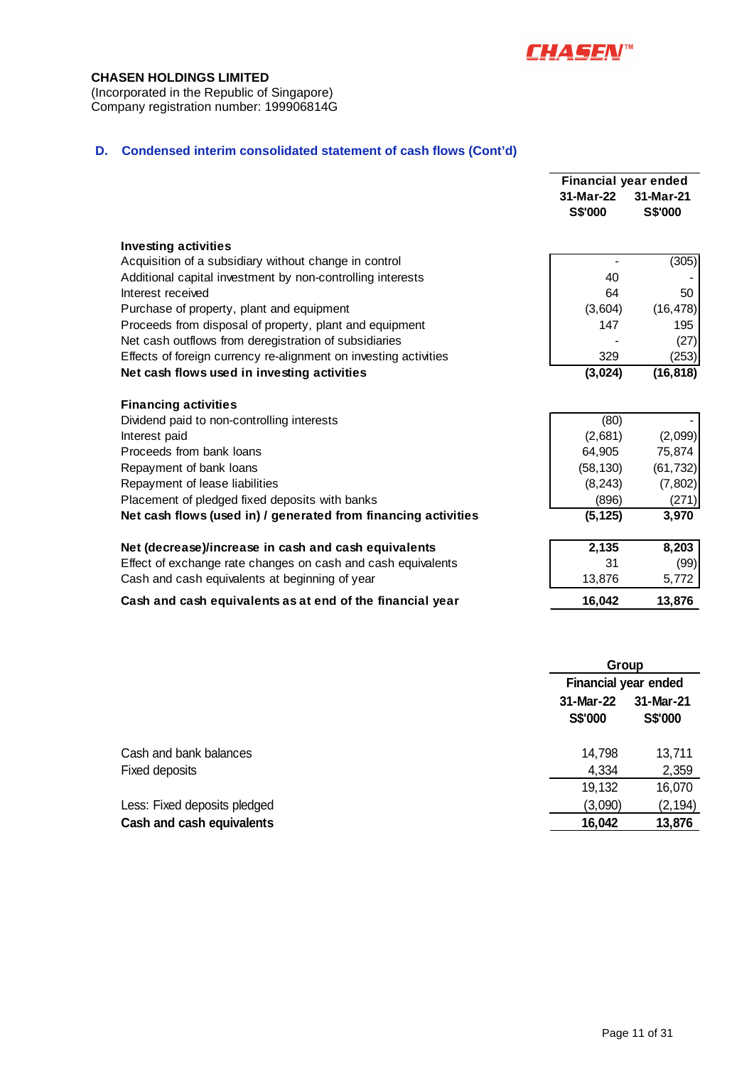**CHASEN HOLDINGS LIMITED**
(Incorporated in the Republic of Singapore)
Company registration number: 199906814G

### D. Condensed interim consolidated statement of cash flows (Cont'd)

| | Financial year ended | |
|---|---|---|
| | 31-Mar-22 | 31-Mar-21 |
| | S$'000 | S$'000 |
| **Investing activities** | | |
| Acquisition of a subsidiary without change in control | - | (305) |
| Additional capital investment by non-controlling interests | 40 | - |
| Interest received | 64 | 50 |
| Purchase of property, plant and equipment | (3,604) | (16,478) |
| Proceeds from disposal of property, plant and equipment | 147 | 195 |
| Net cash outflows from deregistration of subsidiaries | - | (27) |
| Effects of foreign currency re-alignment on investing activities | 329 | (253) |
| **Net cash flows used in investing activities** | **(3,024)** | **(16,818)** |
| **Financing activities** | | |
| Dividend paid to non-controlling interests | (80) | - |
| Interest paid | (2,681) | (2,099) |
| Proceeds from bank loans | 64,905 | 75,874 |
| Repayment of bank loans | (58,130) | (61,732) |
| Repayment of lease liabilities | (8,243) | (7,802) |
| Placement of pledged fixed deposits with banks | (896) | (271) |
| **Net cash flows (used in) / generated from financing activities** | **(5,125)** | **3,970** |
| **Net (decrease)/increase in cash and cash equivalents** | **2,135** | **8,203** |
| Effect of exchange rate changes on cash and cash equivalents | 31 | (99) |
| Cash and cash equivalents at beginning of year | 13,876 | 5,772 |
| **Cash and cash equivalents as at end of the financial year** | **16,042** | **13,876** |

| | Group | |
|---|---|---|
| | Financial year ended | |
| | 31-Mar-22 | 31-Mar-21 |
| | S$'000 | S$'000 |
| Cash and bank balances | 14,798 | 13,711 |
| Fixed deposits | 4,334 | 2,359 |
| | 19,132 | 16,070 |
| Less: Fixed deposits pledged | (3,090) | (2,194) |
| **Cash and cash equivalents** | **16,042** | **13,876** |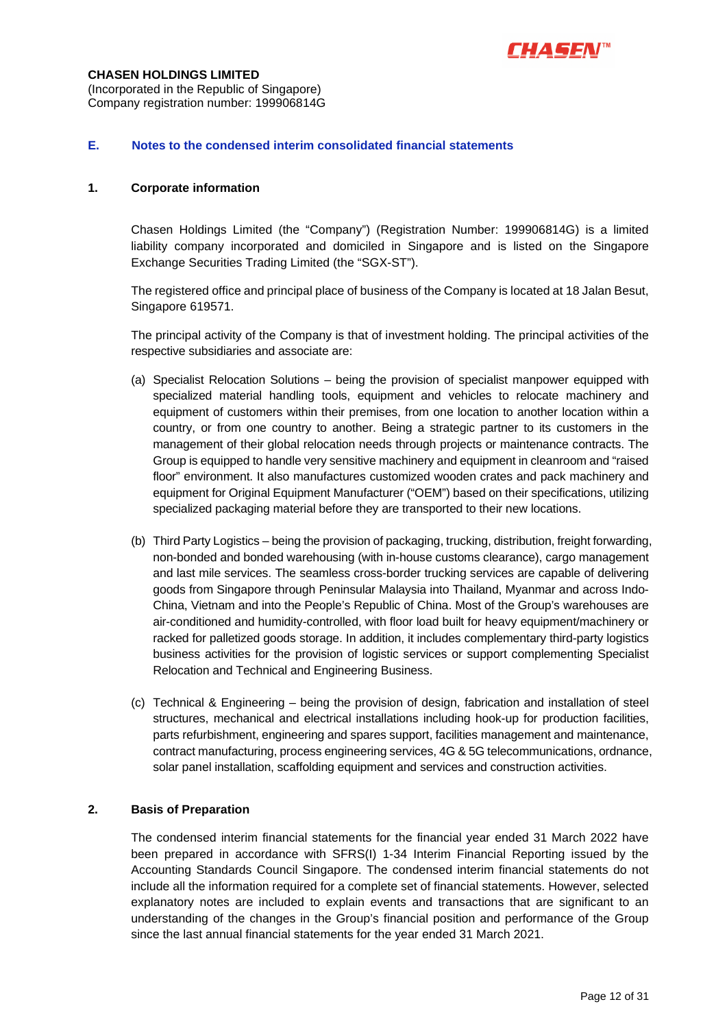**CHASEN HOLDINGS LIMITED**
(Incorporated in the Republic of Singapore)
Company registration number: 199906814G

## E. Notes to the condensed interim consolidated financial statements

### 1. Corporate information

Chasen Holdings Limited (the "Company") (Registration Number: 199906814G) is a limited liability company incorporated and domiciled in Singapore and is listed on the Singapore Exchange Securities Trading Limited (the "SGX-ST").

The registered office and principal place of business of the Company is located at 18 Jalan Besut, Singapore 619571.

The principal activity of the Company is that of investment holding. The principal activities of the respective subsidiaries and associate are:

(a) Specialist Relocation Solutions – being the provision of specialist manpower equipped with specialized material handling tools, equipment and vehicles to relocate machinery and equipment of customers within their premises, from one location to another location within a country, or from one country to another. Being a strategic partner to its customers in the management of their global relocation needs through projects or maintenance contracts. The Group is equipped to handle very sensitive machinery and equipment in cleanroom and "raised floor" environment. It also manufactures customized wooden crates and pack machinery and equipment for Original Equipment Manufacturer ("OEM") based on their specifications, utilizing specialized packaging material before they are transported to their new locations.

(b) Third Party Logistics – being the provision of packaging, trucking, distribution, freight forwarding, non-bonded and bonded warehousing (with in-house customs clearance), cargo management and last mile services. The seamless cross-border trucking services are capable of delivering goods from Singapore through Peninsular Malaysia into Thailand, Myanmar and across Indo-China, Vietnam and into the People's Republic of China. Most of the Group's warehouses are air-conditioned and humidity-controlled, with floor load built for heavy equipment/machinery or racked for palletized goods storage. In addition, it includes complementary third-party logistics business activities for the provision of logistic services or support complementing Specialist Relocation and Technical and Engineering Business.

(c) Technical & Engineering – being the provision of design, fabrication and installation of steel structures, mechanical and electrical installations including hook-up for production facilities, parts refurbishment, engineering and spares support, facilities management and maintenance, contract manufacturing, process engineering services, 4G & 5G telecommunications, ordnance, solar panel installation, scaffolding equipment and services and construction activities.

### 2. Basis of Preparation

The condensed interim financial statements for the financial year ended 31 March 2022 have been prepared in accordance with SFRS(I) 1-34 Interim Financial Reporting issued by the Accounting Standards Council Singapore. The condensed interim financial statements do not include all the information required for a complete set of financial statements. However, selected explanatory notes are included to explain events and transactions that are significant to an understanding of the changes in the Group's financial position and performance of the Group since the last annual financial statements for the year ended 31 March 2021.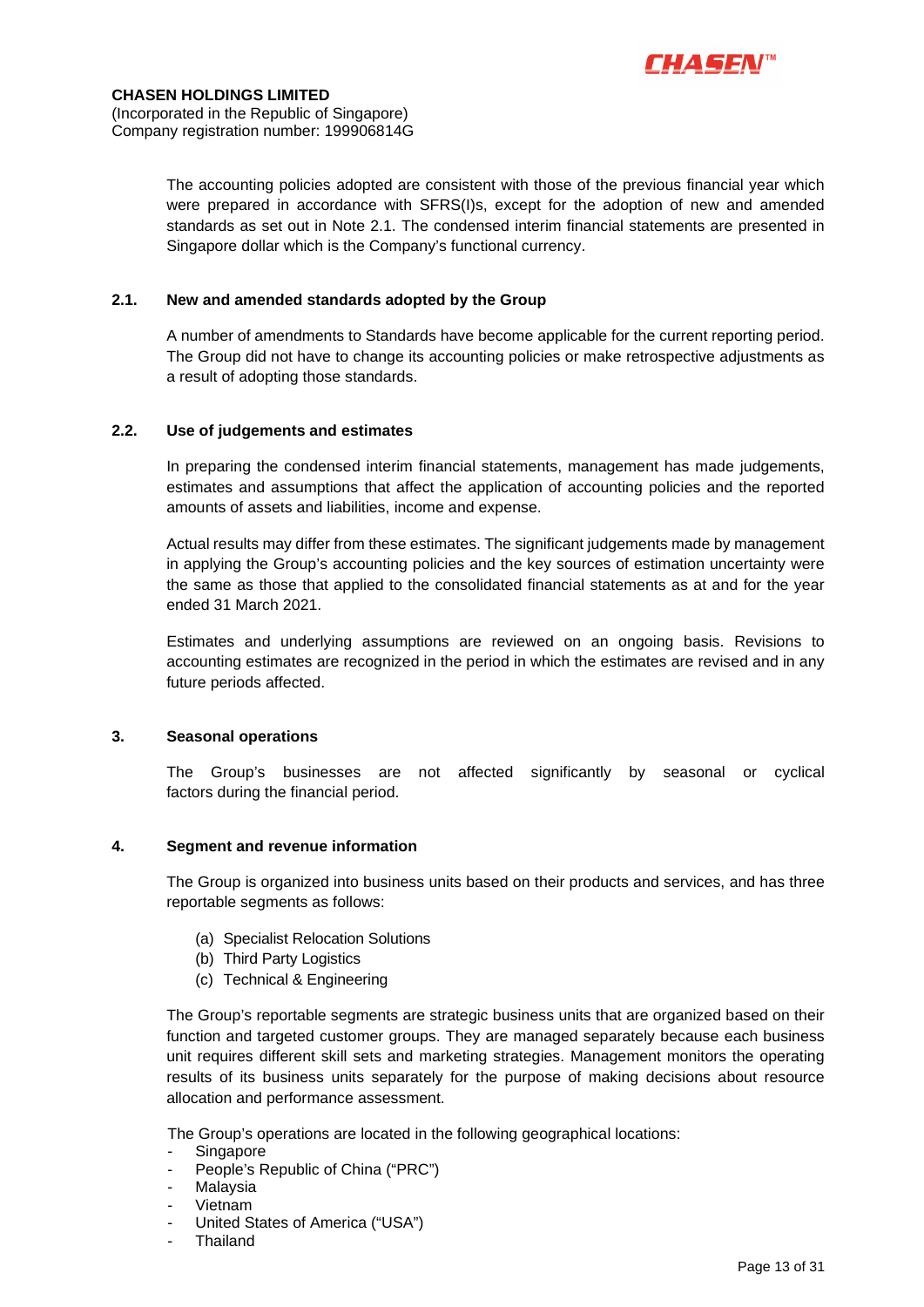The accounting policies adopted are consistent with those of the previous financial year which were prepared in accordance with SFRS(I)s, except for the adoption of new and amended standards as set out in Note 2.1. The condensed interim financial statements are presented in Singapore dollar which is the Company's functional currency.

### 2.1. New and amended standards adopted by the Group

A number of amendments to Standards have become applicable for the current reporting period. The Group did not have to change its accounting policies or make retrospective adjustments as a result of adopting those standards.

### 2.2. Use of judgements and estimates

In preparing the condensed interim financial statements, management has made judgements, estimates and assumptions that affect the application of accounting policies and the reported amounts of assets and liabilities, income and expense.

Actual results may differ from these estimates. The significant judgements made by management in applying the Group's accounting policies and the key sources of estimation uncertainty were the same as those that applied to the consolidated financial statements as at and for the year ended 31 March 2021.

Estimates and underlying assumptions are reviewed on an ongoing basis. Revisions to accounting estimates are recognized in the period in which the estimates are revised and in any future periods affected.

## 3. Seasonal operations

The Group's businesses are not affected significantly by seasonal or cyclical factors during the financial period.

## 4. Segment and revenue information

The Group is organized into business units based on their products and services, and has three reportable segments as follows:

(a) Specialist Relocation Solutions
(b) Third Party Logistics
(c) Technical & Engineering

The Group's reportable segments are strategic business units that are organized based on their function and targeted customer groups. They are managed separately because each business unit requires different skill sets and marketing strategies. Management monitors the operating results of its business units separately for the purpose of making decisions about resource allocation and performance assessment.

The Group's operations are located in the following geographical locations:

- Singapore
- People's Republic of China ("PRC")
- Malaysia
- Vietnam
- United States of America ("USA")
- Thailand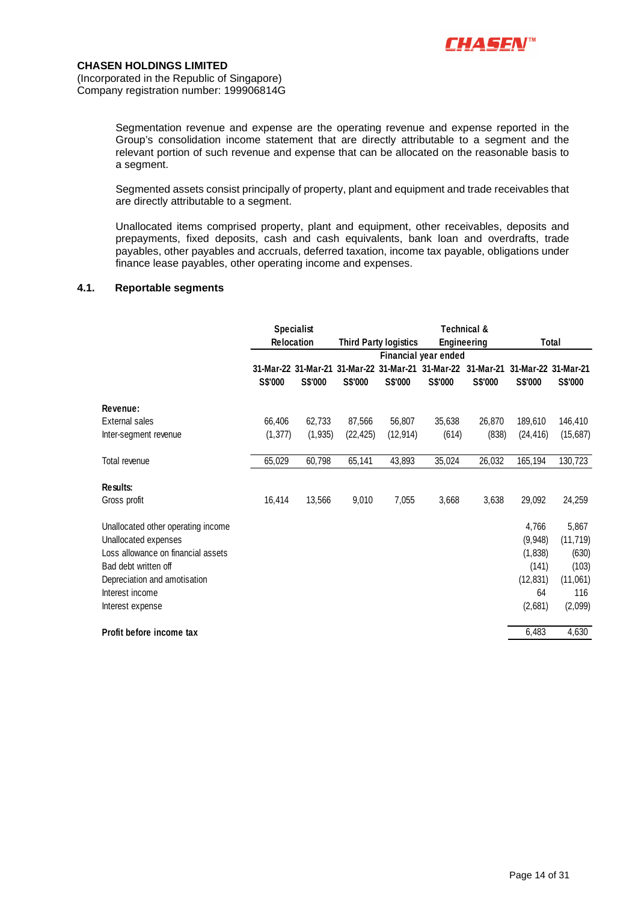**CHASEN HOLDINGS LIMITED**
(Incorporated in the Republic of Singapore)
Company registration number: 199906814G

Segmentation revenue and expense are the operating revenue and expense reported in the Group's consolidation income statement that are directly attributable to a segment and the relevant portion of such revenue and expense that can be allocated on the reasonable basis to a segment.

Segmented assets consist principally of property, plant and equipment and trade receivables that are directly attributable to a segment.

Unallocated items comprised property, plant and equipment, other receivables, deposits and prepayments, fixed deposits, cash and cash equivalents, bank loan and overdrafts, trade payables, other payables and accruals, deferred taxation, income tax payable, obligations under finance lease payables, other operating income and expenses.

### 4.1. Reportable segments

| | Specialist Relocation | | Third Party logistics | | Technical & Engineering | | Total | |
|---|---|---|---|---|---|---|---|---|
| | Financial year ended | | | | | | | |
| | 31-Mar-22 | 31-Mar-21 | 31-Mar-22 | 31-Mar-21 | 31-Mar-22 | 31-Mar-21 | 31-Mar-22 | 31-Mar-21 |
| | S$'000 | S$'000 | S$'000 | S$'000 | S$'000 | S$'000 | S$'000 | S$'000 |
| **Revenue:** | | | | | | | | |
| External sales | 66,406 | 62,733 | 87,566 | 56,807 | 35,638 | 26,870 | 189,610 | 146,410 |
| Inter-segment revenue | (1,377) | (1,935) | (22,425) | (12,914) | (614) | (838) | (24,416) | (15,687) |
| Total revenue | 65,029 | 60,798 | 65,141 | 43,893 | 35,024 | 26,032 | 165,194 | 130,723 |
| **Results:** | | | | | | | | |
| Gross profit | 16,414 | 13,566 | 9,010 | 7,055 | 3,668 | 3,638 | 29,092 | 24,259 |
| Unallocated other operating income | | | | | | | 4,766 | 5,867 |
| Unallocated expenses | | | | | | | (9,948) | (11,719) |
| Loss allowance on financial assets | | | | | | | (1,838) | (630) |
| Bad debt written off | | | | | | | (141) | (103) |
| Depreciation and amotisation | | | | | | | (12,831) | (11,061) |
| Interest income | | | | | | | 64 | 116 |
| Interest expense | | | | | | | (2,681) | (2,099) |
| **Profit before income tax** | | | | | | | 6,483 | 4,630 |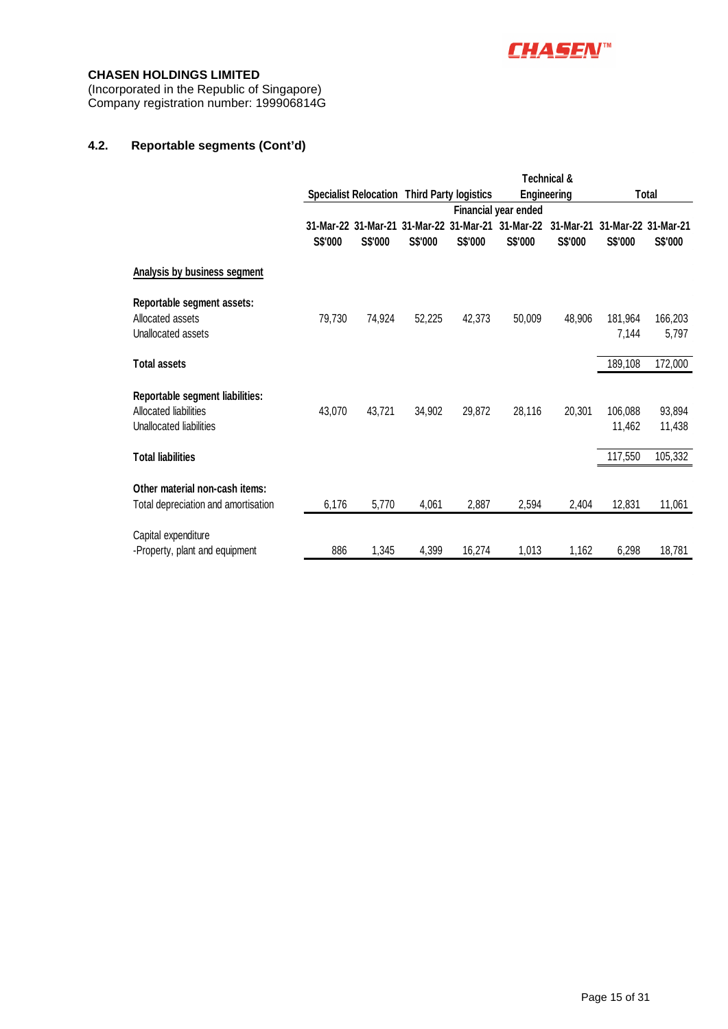**CHASEN HOLDINGS LIMITED**
(Incorporated in the Republic of Singapore)
Company registration number: 199906814G

### 4.2. Reportable segments (Cont'd)

| | Specialist Relocation | | Third Party logistics | | Technical & Engineering | | Total | |
|---|---|---|---|---|---|---|---|---|
| | Financial year ended | | | | | | | |
| | 31-Mar-22 | 31-Mar-21 | 31-Mar-22 | 31-Mar-21 | 31-Mar-22 | 31-Mar-21 | 31-Mar-22 | 31-Mar-21 |
| | S$'000 | S$'000 | S$'000 | S$'000 | S$'000 | S$'000 | S$'000 | S$'000 |
| **Analysis by business segment** | | | | | | | | |
| **Reportable segment assets:** | | | | | | | | |
| Allocated assets | 79,730 | 74,924 | 52,225 | 42,373 | 50,009 | 48,906 | 181,964 | 166,203 |
| Unallocated assets | | | | | | | 7,144 | 5,797 |
| **Total assets** | | | | | | | 189,108 | 172,000 |
| **Reportable segment liabilities:** | | | | | | | | |
| Allocated liabilities | 43,070 | 43,721 | 34,902 | 29,872 | 28,116 | 20,301 | 106,088 | 93,894 |
| Unallocated liabilities | | | | | | | 11,462 | 11,438 |
| **Total liabilities** | | | | | | | 117,550 | 105,332 |
| **Other material non-cash items:** | | | | | | | | |
| Total depreciation and amortisation | 6,176 | 5,770 | 4,061 | 2,887 | 2,594 | 2,404 | 12,831 | 11,061 |
| Capital expenditure | | | | | | | | |
| -Property, plant and equipment | 886 | 1,345 | 4,399 | 16,274 | 1,013 | 1,162 | 6,298 | 18,781 |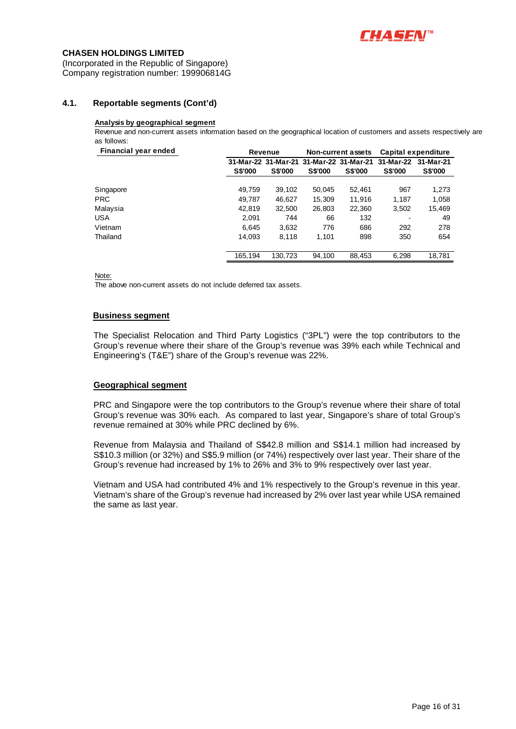**CHASEN HOLDINGS LIMITED**
(Incorporated in the Republic of Singapore)
Company registration number: 199906814G

### 4.1. Reportable segments (Cont'd)

**Analysis by geographical segment**

Revenue and non-current assets information based on the geographical location of customers and assets respectively are as follows:

| Financial year ended | Revenue | | Non-current assets | | Capital expenditure | |
|---|---|---|---|---|---|---|
| | 31-Mar-22 | 31-Mar-21 | 31-Mar-22 | 31-Mar-21 | 31-Mar-22 | 31-Mar-21 |
| | S$'000 | S$'000 | S$'000 | S$'000 | S$'000 | S$'000 |
| Singapore | 49,759 | 39,102 | 50,045 | 52,461 | 967 | 1,273 |
| PRC | 49,787 | 46,627 | 15,309 | 11,916 | 1,187 | 1,058 |
| Malaysia | 42,819 | 32,500 | 26,803 | 22,360 | 3,502 | 15,469 |
| USA | 2,091 | 744 | 66 | 132 | - | 49 |
| Vietnam | 6,645 | 3,632 | 776 | 686 | 292 | 278 |
| Thailand | 14,093 | 8,118 | 1,101 | 898 | 350 | 654 |
| | 165,194 | 130,723 | 94,100 | 88,453 | 6,298 | 18,781 |

Note:
The above non-current assets do not include deferred tax assets.

**Business segment**

The Specialist Relocation and Third Party Logistics ("3PL") were the top contributors to the Group's revenue where their share of the Group's revenue was 39% each while Technical and Engineering's (T&E") share of the Group's revenue was 22%.

**Geographical segment**

PRC and Singapore were the top contributors to the Group's revenue where their share of total Group's revenue was 30% each. As compared to last year, Singapore's share of total Group's revenue remained at 30% while PRC declined by 6%.

Revenue from Malaysia and Thailand of S$42.8 million and S$14.1 million had increased by S$10.3 million (or 32%) and S$5.9 million (or 74%) respectively over last year. Their share of the Group's revenue had increased by 1% to 26% and 3% to 9% respectively over last year.

Vietnam and USA had contributed 4% and 1% respectively to the Group's revenue in this year. Vietnam's share of the Group's revenue had increased by 2% over last year while USA remained the same as last year.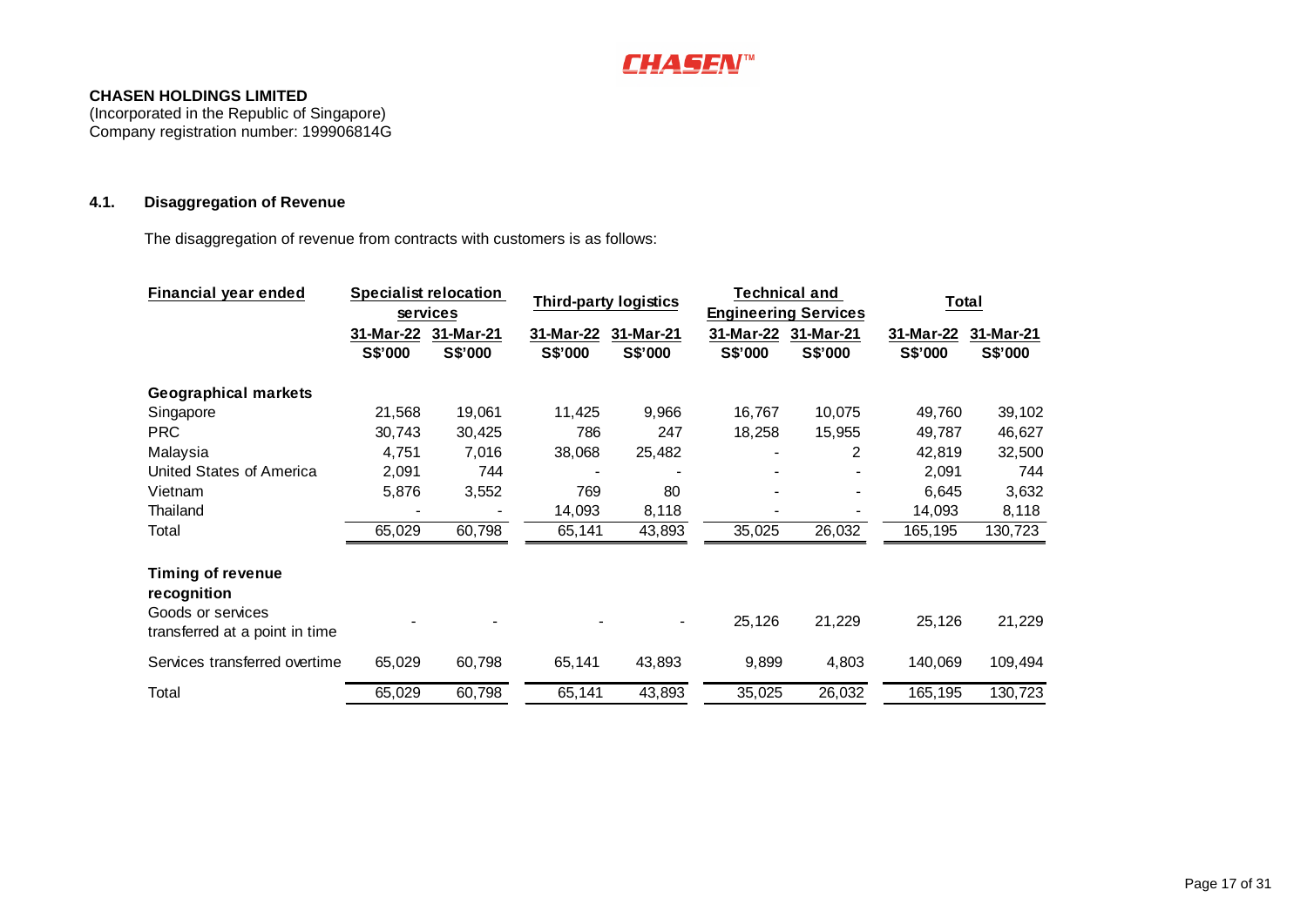**CHASEN HOLDINGS LIMITED**
(Incorporated in the Republic of Singapore)
Company registration number: 199906814G

### 4.1. Disaggregation of Revenue

The disaggregation of revenue from contracts with customers is as follows:

| Financial year ended | Specialist relocation services | | Third-party logistics | | Technical and Engineering Services | | Total | |
|---|---|---|---|---|---|---|---|---|
| | 31-Mar-22 | 31-Mar-21 | 31-Mar-22 | 31-Mar-21 | 31-Mar-22 | 31-Mar-21 | 31-Mar-22 | 31-Mar-21 |
| | S$'000 | S$'000 | S$'000 | S$'000 | S$'000 | S$'000 | S$'000 | S$'000 |
| **Geographical markets** | | | | | | | | |
| Singapore | 21,568 | 19,061 | 11,425 | 9,966 | 16,767 | 10,075 | 49,760 | 39,102 |
| PRC | 30,743 | 30,425 | 786 | 247 | 18,258 | 15,955 | 49,787 | 46,627 |
| Malaysia | 4,751 | 7,016 | 38,068 | 25,482 | - | 2 | 42,819 | 32,500 |
| United States of America | 2,091 | 744 | - | - | - | - | 2,091 | 744 |
| Vietnam | 5,876 | 3,552 | 769 | 80 | - | - | 6,645 | 3,632 |
| Thailand | - | - | 14,093 | 8,118 | - | - | 14,093 | 8,118 |
| Total | 65,029 | 60,798 | 65,141 | 43,893 | 35,025 | 26,032 | 165,195 | 130,723 |
| **Timing of revenue recognition** | | | | | | | | |
| Goods or services transferred at a point in time | - | - | - | - | 25,126 | 21,229 | 25,126 | 21,229 |
| Services transferred overtime | 65,029 | 60,798 | 65,141 | 43,893 | 9,899 | 4,803 | 140,069 | 109,494 |
| Total | 65,029 | 60,798 | 65,141 | 43,893 | 35,025 | 26,032 | 165,195 | 130,723 |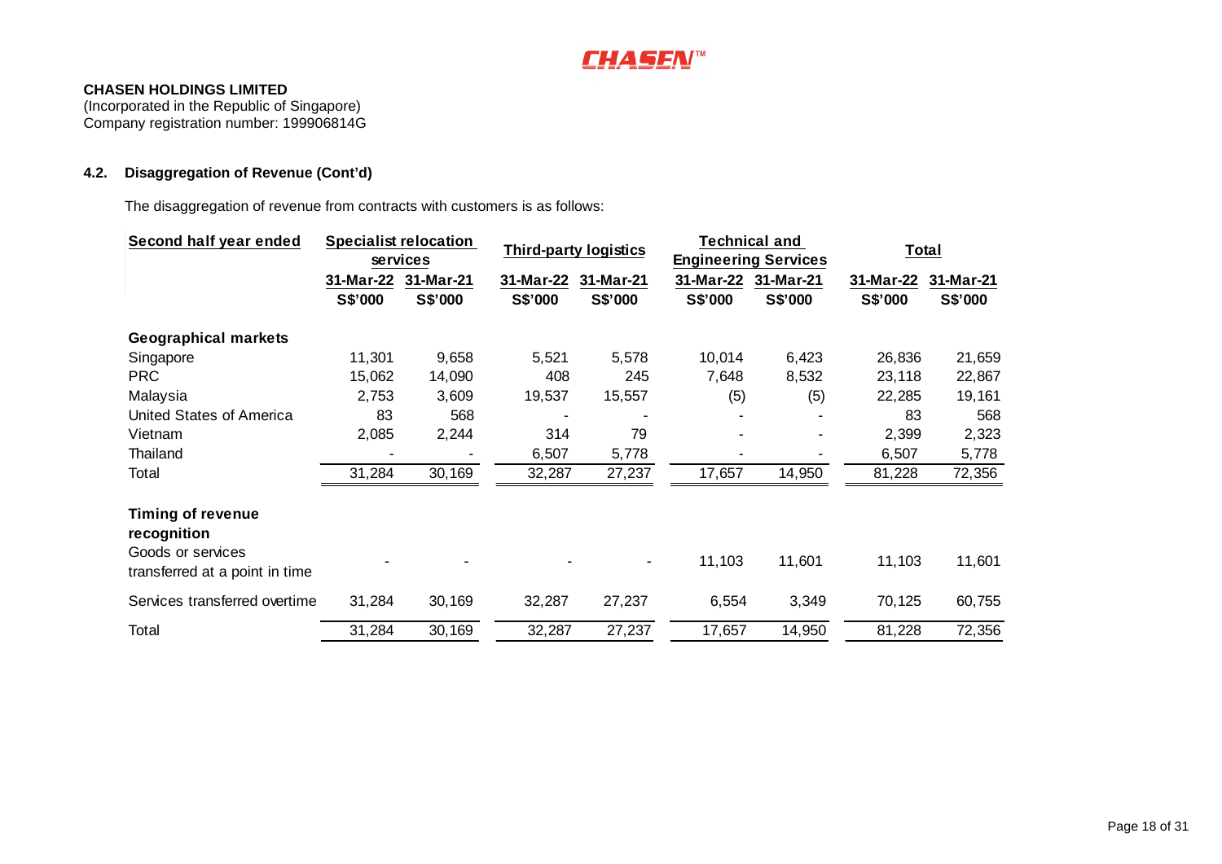**CHASEN HOLDINGS LIMITED**
(Incorporated in the Republic of Singapore)
Company registration number: 199906814G

### 4.2. Disaggregation of Revenue (Cont'd)

The disaggregation of revenue from contracts with customers is as follows:

| Second half year ended | Specialist relocation services | | Third-party logistics | | Technical and Engineering Services | | Total | |
|---|---|---|---|---|---|---|---|---|
| | 31-Mar-22 | 31-Mar-21 | 31-Mar-22 | 31-Mar-21 | 31-Mar-22 | 31-Mar-21 | 31-Mar-22 | 31-Mar-21 |
| | S$'000 | S$'000 | S$'000 | S$'000 | S$'000 | S$'000 | S$'000 | S$'000 |
| **Geographical markets** | | | | | | | | |
| Singapore | 11,301 | 9,658 | 5,521 | 5,578 | 10,014 | 6,423 | 26,836 | 21,659 |
| PRC | 15,062 | 14,090 | 408 | 245 | 7,648 | 8,532 | 23,118 | 22,867 |
| Malaysia | 2,753 | 3,609 | 19,537 | 15,557 | (5) | (5) | 22,285 | 19,161 |
| United States of America | 83 | 568 | - | - | - | - | 83 | 568 |
| Vietnam | 2,085 | 2,244 | 314 | 79 | - | - | 2,399 | 2,323 |
| Thailand | - | - | 6,507 | 5,778 | - | - | 6,507 | 5,778 |
| Total | 31,284 | 30,169 | 32,287 | 27,237 | 17,657 | 14,950 | 81,228 | 72,356 |
| **Timing of revenue recognition** | | | | | | | | |
| Goods or services transferred at a point in time | - | - | - | - | 11,103 | 11,601 | 11,103 | 11,601 |
| Services transferred overtime | 31,284 | 30,169 | 32,287 | 27,237 | 6,554 | 3,349 | 70,125 | 60,755 |
| Total | 31,284 | 30,169 | 32,287 | 27,237 | 17,657 | 14,950 | 81,228 | 72,356 |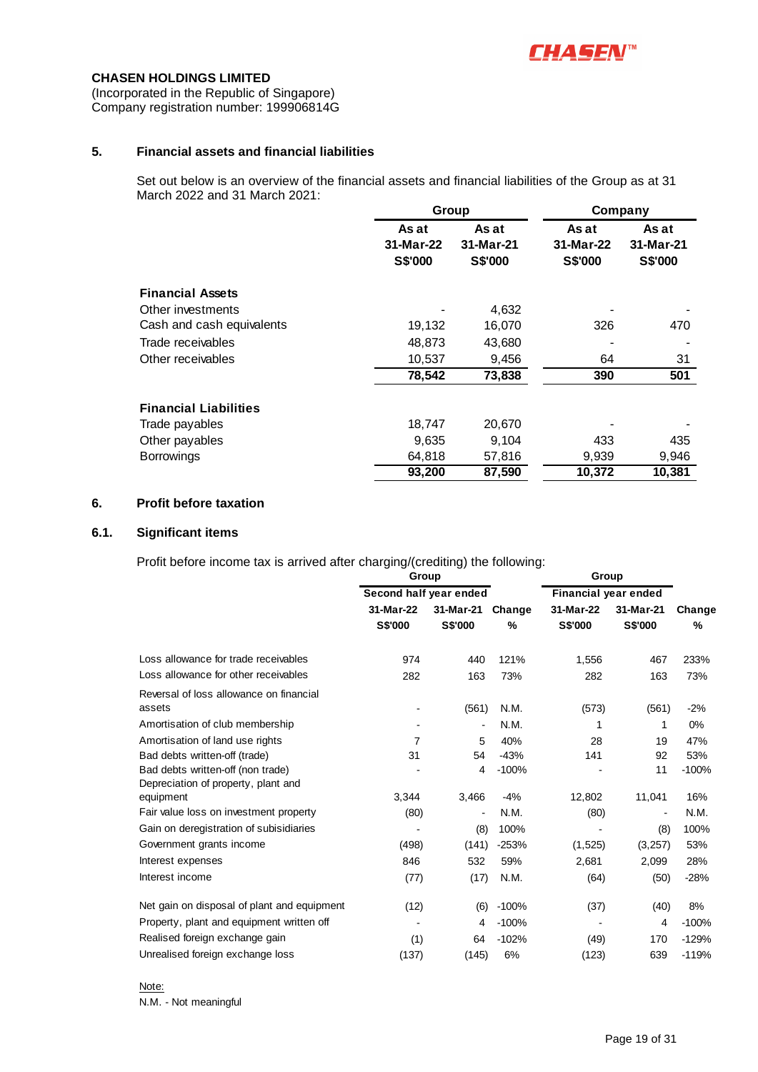**CHASEN HOLDINGS LIMITED**
(Incorporated in the Republic of Singapore)
Company registration number: 199906814G

## 5. Financial assets and financial liabilities

Set out below is an overview of the financial assets and financial liabilities of the Group as at 31 March 2022 and 31 March 2021:

| | Group | | Company | |
|---|---|---|---|---|
| | As at 31-Mar-22 S$'000 | As at 31-Mar-21 S$'000 | As at 31-Mar-22 S$'000 | As at 31-Mar-21 S$'000 |
| **Financial Assets** | | | | |
| Other investments | - | 4,632 | - | - |
| Cash and cash equivalents | 19,132 | 16,070 | 326 | 470 |
| Trade receivables | 48,873 | 43,680 | - | - |
| Other receivables | 10,537 | 9,456 | 64 | 31 |
| | **78,542** | **73,838** | **390** | **501** |
| **Financial Liabilities** | | | | |
| Trade payables | 18,747 | 20,670 | - | - |
| Other payables | 9,635 | 9,104 | 433 | 435 |
| Borrowings | 64,818 | 57,816 | 9,939 | 9,946 |
| | **93,200** | **87,590** | **10,372** | **10,381** |

## 6. Profit before taxation

### 6.1. Significant items

Profit before income tax is arrived after charging/(crediting) the following:

| | Group | | | Group | | |
|---|---|---|---|---|---|---|
| | Second half year ended | | | Financial year ended | | |
| | 31-Mar-22 S$'000 | 31-Mar-21 S$'000 | Change % | 31-Mar-22 S$'000 | 31-Mar-21 S$'000 | Change % |
| Loss allowance for trade receivables | 974 | 440 | 121% | 1,556 | 467 | 233% |
| Loss allowance for other receivables | 282 | 163 | 73% | 282 | 163 | 73% |
| Reversal of loss allowance on financial assets | - | (561) | N.M. | (573) | (561) | -2% |
| Amortisation of club membership | - | - | N.M. | 1 | 1 | 0% |
| Amortisation of land use rights | 7 | 5 | 40% | 28 | 19 | 47% |
| Bad debts written-off (trade) | 31 | 54 | -43% | 141 | 92 | 53% |
| Bad debts written-off (non trade) | - | 4 | -100% | - | 11 | -100% |
| Depreciation of property, plant and equipment | 3,344 | 3,466 | -4% | 12,802 | 11,041 | 16% |
| Fair value loss on investment property | (80) | - | N.M. | (80) | - | N.M. |
| Gain on deregistration of subisidiaries | - | (8) | 100% | - | (8) | 100% |
| Government grants income | (498) | (141) | -253% | (1,525) | (3,257) | 53% |
| Interest expenses | 846 | 532 | 59% | 2,681 | 2,099 | 28% |
| Interest income | (77) | (17) | N.M. | (64) | (50) | -28% |
| Net gain on disposal of plant and equipment | (12) | (6) | -100% | (37) | (40) | 8% |
| Property, plant and equipment written off | - | 4 | -100% | - | 4 | -100% |
| Realised foreign exchange gain | (1) | 64 | -102% | (49) | 170 | -129% |
| Unrealised foreign exchange loss | (137) | (145) | 6% | (123) | 639 | -119% |

Note:
N.M. - Not meaningful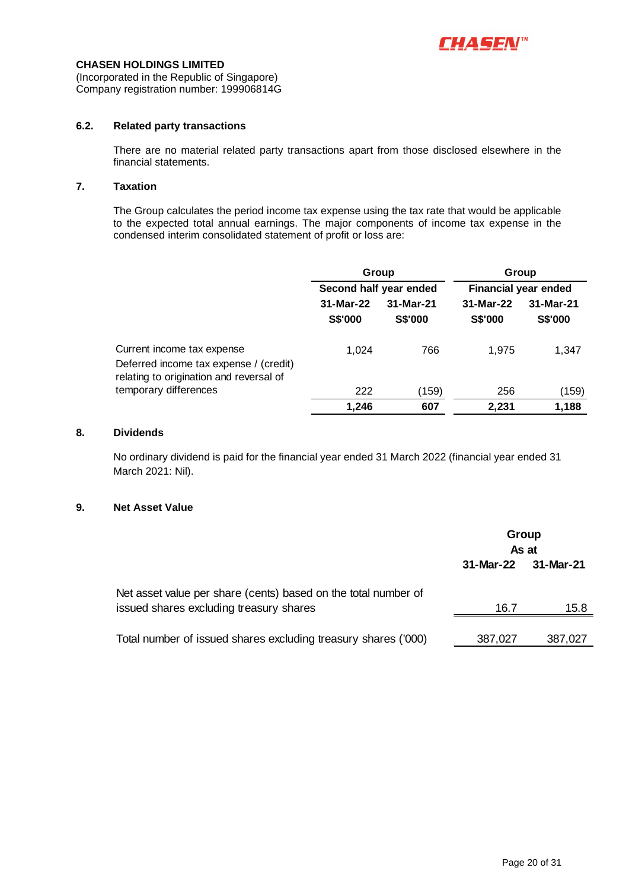**CHASEN HOLDINGS LIMITED**
(Incorporated in the Republic of Singapore)
Company registration number: 199906814G

### 6.2. Related party transactions

There are no material related party transactions apart from those disclosed elsewhere in the financial statements.

### 7. Taxation

The Group calculates the period income tax expense using the tax rate that would be applicable to the expected total annual earnings. The major components of income tax expense in the condensed interim consolidated statement of profit or loss are:

| | Group | | Group | |
|---|---|---|---|---|
| | Second half year ended | | Financial year ended | |
| | 31-Mar-22 | 31-Mar-21 | 31-Mar-22 | 31-Mar-21 |
| | S$'000 | S$'000 | S$'000 | S$'000 |
| Current income tax expense | 1,024 | 766 | 1,975 | 1,347 |
| Deferred income tax expense / (credit) relating to origination and reversal of temporary differences | 222 | (159) | 256 | (159) |
| | **1,246** | **607** | **2,231** | **1,188** |

### 8. Dividends

No ordinary dividend is paid for the financial year ended 31 March 2022 (financial year ended 31 March 2021: Nil).

### 9. Net Asset Value

| | Group | |
|---|---|---|
| | As at | |
| | 31-Mar-22 | 31-Mar-21 |
| Net asset value per share (cents) based on the total number of issued shares excluding treasury shares | 16.7 | 15.8 |
| Total number of issued shares excluding treasury shares ('000) | 387,027 | 387,027 |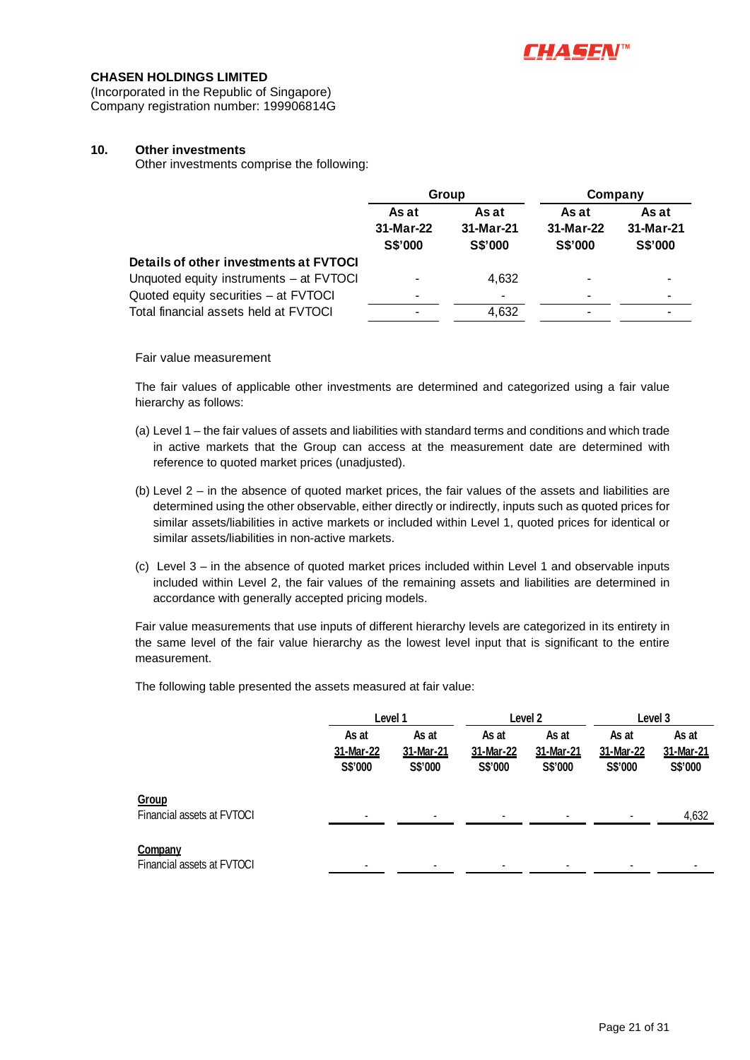**CHASEN HOLDINGS LIMITED**
(Incorporated in the Republic of Singapore)
Company registration number: 199906814G

## 10. Other investments

Other investments comprise the following:

| | Group | | Company | |
|---|---|---|---|---|
| | As at 31-Mar-22 S$'000 | As at 31-Mar-21 S$'000 | As at 31-Mar-22 S$'000 | As at 31-Mar-21 S$'000 |
| **Details of other investments at FVTOCI** | | | | |
| Unquoted equity instruments – at FVTOCI | - | 4,632 | - | - |
| Quoted equity securities – at FVTOCI | - | - | - | - |
| Total financial assets held at FVTOCI | - | 4,632 | - | - |

Fair value measurement

The fair values of applicable other investments are determined and categorized using a fair value hierarchy as follows:

(a) Level 1 – the fair values of assets and liabilities with standard terms and conditions and which trade in active markets that the Group can access at the measurement date are determined with reference to quoted market prices (unadjusted).

(b) Level 2 – in the absence of quoted market prices, the fair values of the assets and liabilities are determined using the other observable, either directly or indirectly, inputs such as quoted prices for similar assets/liabilities in active markets or included within Level 1, quoted prices for identical or similar assets/liabilities in non-active markets.

(c) Level 3 – in the absence of quoted market prices included within Level 1 and observable inputs included within Level 2, the fair values of the remaining assets and liabilities are determined in accordance with generally accepted pricing models.

Fair value measurements that use inputs of different hierarchy levels are categorized in its entirety in the same level of the fair value hierarchy as the lowest level input that is significant to the entire measurement.

The following table presented the assets measured at fair value:

| | Level 1 | | Level 2 | | Level 3 | |
|---|---|---|---|---|---|---|
| | As at 31-Mar-22 S$'000 | As at 31-Mar-21 S$'000 | As at 31-Mar-22 S$'000 | As at 31-Mar-21 S$'000 | As at 31-Mar-22 S$'000 | As at 31-Mar-21 S$'000 |
| **Group** | | | | | | |
| Financial assets at FVTOCI | - | - | - | - | - | 4,632 |
| **Company** | | | | | | |
| Financial assets at FVTOCI | - | - | - | - | - | - |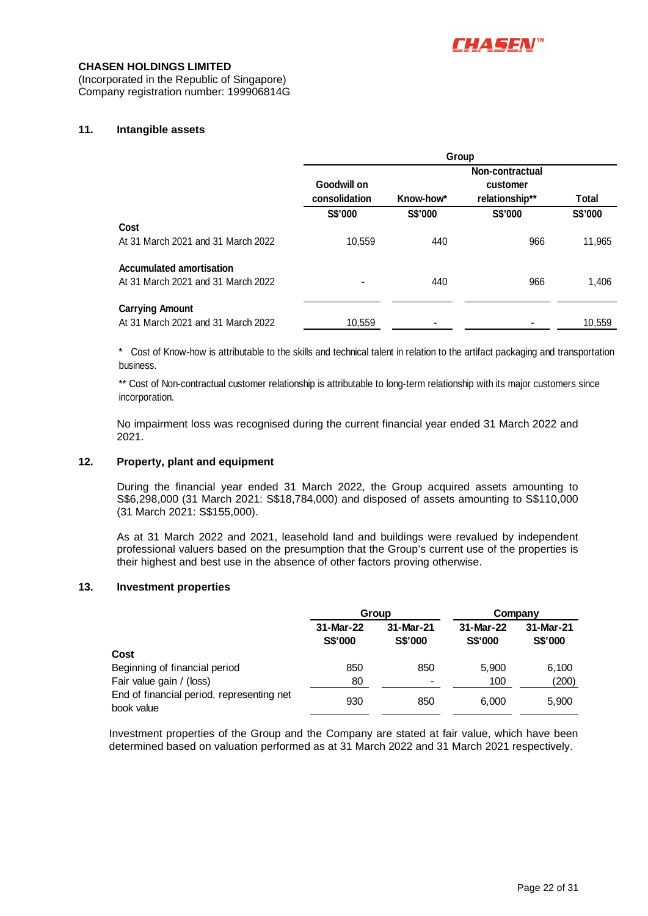**CHASEN HOLDINGS LIMITED**
(Incorporated in the Republic of Singapore)
Company registration number: 199906814G

## 11. Intangible assets

| | Group | | | |
|---|---|---|---|---|
| | Goodwill on consolidation | Know-how* | Non-contractual customer relationship** | Total |
| | S$'000 | S$'000 | S$'000 | S$'000 |
| **Cost** | | | | |
| At 31 March 2021 and 31 March 2022 | 10,559 | 440 | 966 | 11,965 |
| **Accumulated amortisation** | | | | |
| At 31 March 2021 and 31 March 2022 | - | 440 | 966 | 1,406 |
| **Carrying Amount** | | | | |
| At 31 March 2021 and 31 March 2022 | 10,559 | - | - | 10,559 |

\* Cost of Know-how is attributable to the skills and technical talent in relation to the artifact packaging and transportation business.

\*\* Cost of Non-contractual customer relationship is attributable to long-term relationship with its major customers since incorporation.

No impairment loss was recognised during the current financial year ended 31 March 2022 and 2021.

## 12. Property, plant and equipment

During the financial year ended 31 March 2022, the Group acquired assets amounting to S$6,298,000 (31 March 2021: S$18,784,000) and disposed of assets amounting to S$110,000 (31 March 2021: S$155,000).

As at 31 March 2022 and 2021, leasehold land and buildings were revalued by independent professional valuers based on the presumption that the Group's current use of the properties is their highest and best use in the absence of other factors proving otherwise.

## 13. Investment properties

| | Group | | Company | |
|---|---|---|---|---|
| | 31-Mar-22 | 31-Mar-21 | 31-Mar-22 | 31-Mar-21 |
| | S$'000 | S$'000 | S$'000 | S$'000 |
| **Cost** | | | | |
| Beginning of financial period | 850 | 850 | 5,900 | 6,100 |
| Fair value gain / (loss) | 80 | - | 100 | (200) |
| End of financial period, representing net book value | 930 | 850 | 6,000 | 5,900 |

Investment properties of the Group and the Company are stated at fair value, which have been determined based on valuation performed as at 31 March 2022 and 31 March 2021 respectively.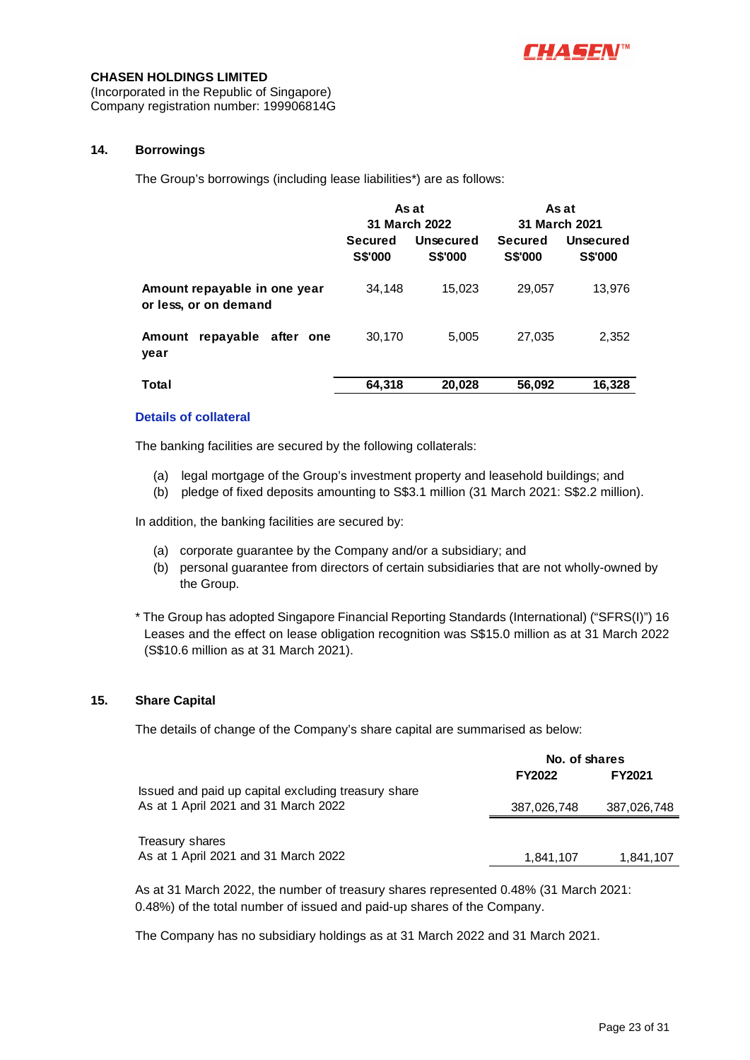**CHASEN HOLDINGS LIMITED**
(Incorporated in the Republic of Singapore)
Company registration number: 199906814G

### 14. Borrowings

The Group's borrowings (including lease liabilities*) are as follows:

| | As at 31 March 2022 | | As at 31 March 2021 | |
|---|---|---|---|---|
| | Secured S$'000 | Unsecured S$'000 | Secured S$'000 | Unsecured S$'000 |
| **Amount repayable in one year or less, or on demand** | 34,148 | 15,023 | 29,057 | 13,976 |
| **Amount repayable after one year** | 30,170 | 5,005 | 27,035 | 2,352 |
| **Total** | **64,318** | **20,028** | **56,092** | **16,328** |

**Details of collateral**

The banking facilities are secured by the following collaterals:

(a) legal mortgage of the Group's investment property and leasehold buildings; and
(b) pledge of fixed deposits amounting to S$3.1 million (31 March 2021: S$2.2 million).

In addition, the banking facilities are secured by:

(a) corporate guarantee by the Company and/or a subsidiary; and
(b) personal guarantee from directors of certain subsidiaries that are not wholly-owned by the Group.

* The Group has adopted Singapore Financial Reporting Standards (International) ("SFRS(I)") 16 Leases and the effect on lease obligation recognition was S$15.0 million as at 31 March 2022 (S$10.6 million as at 31 March 2021).

### 15. Share Capital

The details of change of the Company's share capital are summarised as below:

| | No. of shares | |
|---|---|---|
| | FY2022 | FY2021 |
| Issued and paid up capital excluding treasury share<br>As at 1 April 2021 and 31 March 2022 | 387,026,748 | 387,026,748 |
| Treasury shares<br>As at 1 April 2021 and 31 March 2022 | 1,841,107 | 1,841,107 |

As at 31 March 2022, the number of treasury shares represented 0.48% (31 March 2021: 0.48%) of the total number of issued and paid-up shares of the Company.

The Company has no subsidiary holdings as at 31 March 2022 and 31 March 2021.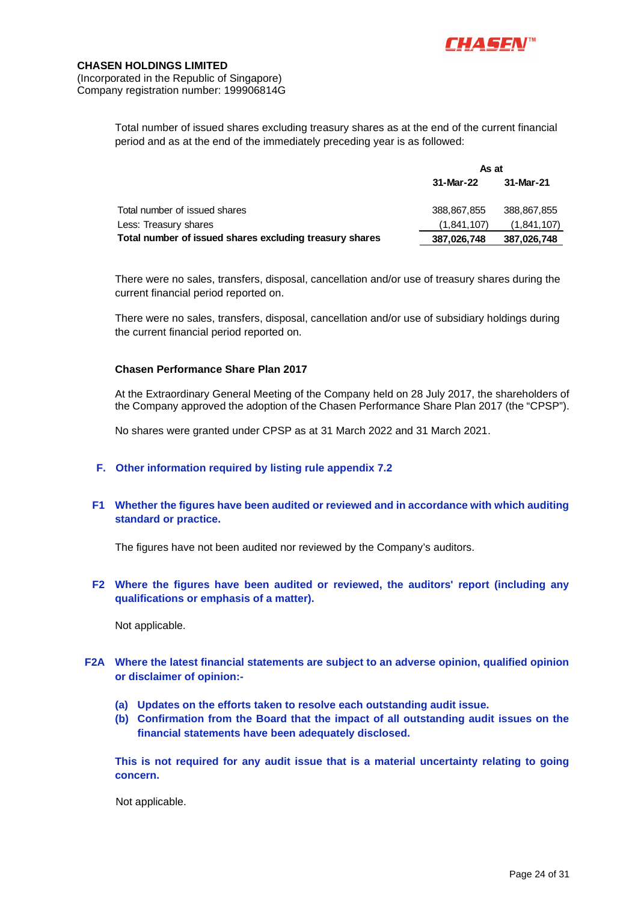**CHASEN HOLDINGS LIMITED**
(Incorporated in the Republic of Singapore)
Company registration number: 199906814G

Total number of issued shares excluding treasury shares as at the end of the current financial period and as at the end of the immediately preceding year is as followed:

| | As at | |
|---|---|---|
| | **31-Mar-22** | **31-Mar-21** |
| Total number of issued shares | 388,867,855 | 388,867,855 |
| Less: Treasury shares | (1,841,107) | (1,841,107) |
| **Total number of issued shares excluding treasury shares** | **387,026,748** | **387,026,748** |

There were no sales, transfers, disposal, cancellation and/or use of treasury shares during the current financial period reported on.

There were no sales, transfers, disposal, cancellation and/or use of subsidiary holdings during the current financial period reported on.

**Chasen Performance Share Plan 2017**

At the Extraordinary General Meeting of the Company held on 28 July 2017, the shareholders of the Company approved the adoption of the Chasen Performance Share Plan 2017 (the "CPSP").

No shares were granted under CPSP as at 31 March 2022 and 31 March 2021.

## F. Other information required by listing rule appendix 7.2

### F1 Whether the figures have been audited or reviewed and in accordance with which auditing standard or practice.

The figures have not been audited nor reviewed by the Company's auditors.

### F2 Where the figures have been audited or reviewed, the auditors' report (including any qualifications or emphasis of a matter).

Not applicable.

### F2A Where the latest financial statements are subject to an adverse opinion, qualified opinion or disclaimer of opinion:-

**(a) Updates on the efforts taken to resolve each outstanding audit issue.**
**(b) Confirmation from the Board that the impact of all outstanding audit issues on the financial statements have been adequately disclosed.**

**This is not required for any audit issue that is a material uncertainty relating to going concern.**

Not applicable.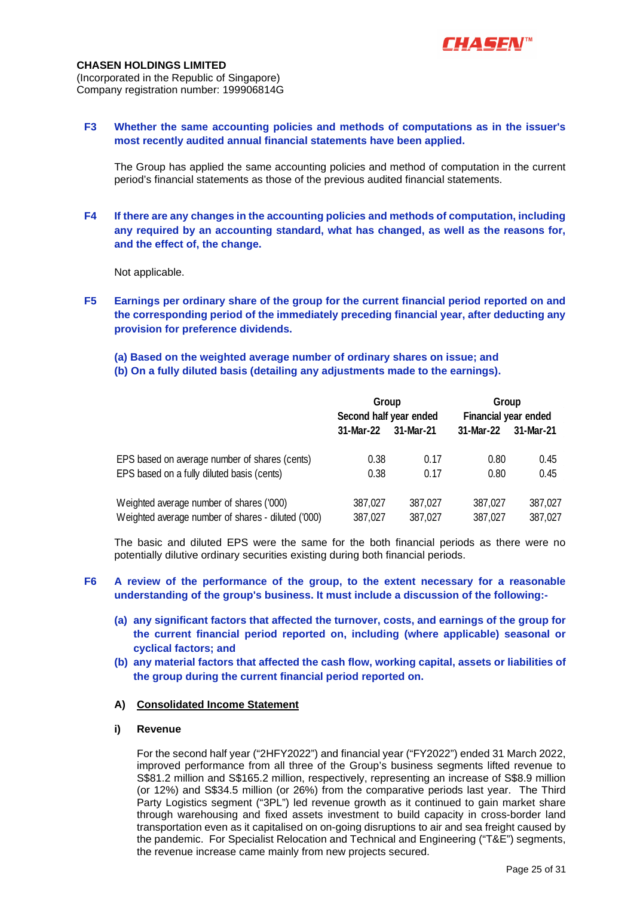**CHASEN HOLDINGS LIMITED**
(Incorporated in the Republic of Singapore)
Company registration number: 199906814G

**F3 Whether the same accounting policies and methods of computations as in the issuer's most recently audited annual financial statements have been applied.**

The Group has applied the same accounting policies and method of computation in the current period's financial statements as those of the previous audited financial statements.

**F4 If there are any changes in the accounting policies and methods of computation, including any required by an accounting standard, what has changed, as well as the reasons for, and the effect of, the change.**

Not applicable.

**F5 Earnings per ordinary share of the group for the current financial period reported on and the corresponding period of the immediately preceding financial year, after deducting any provision for preference dividends.**

**(a) Based on the weighted average number of ordinary shares on issue; and**
**(b) On a fully diluted basis (detailing any adjustments made to the earnings).**

| | Group Second half year ended | | Group Financial year ended | |
|---|---|---|---|---|
| | 31-Mar-22 | 31-Mar-21 | 31-Mar-22 | 31-Mar-21 |
| EPS based on average number of shares (cents) | 0.38 | 0.17 | 0.80 | 0.45 |
| EPS based on a fully diluted basis (cents) | 0.38 | 0.17 | 0.80 | 0.45 |
| Weighted average number of shares ('000) | 387,027 | 387,027 | 387,027 | 387,027 |
| Weighted average number of shares - diluted ('000) | 387,027 | 387,027 | 387,027 | 387,027 |

The basic and diluted EPS were the same for the both financial periods as there were no potentially dilutive ordinary securities existing during both financial periods.

**F6 A review of the performance of the group, to the extent necessary for a reasonable understanding of the group's business. It must include a discussion of the following:-**

**(a) any significant factors that affected the turnover, costs, and earnings of the group for the current financial period reported on, including (where applicable) seasonal or cyclical factors; and**

**(b) any material factors that affected the cash flow, working capital, assets or liabilities of the group during the current financial period reported on.**

**A) Consolidated Income Statement**

**i) Revenue**

For the second half year ("2HFY2022") and financial year ("FY2022") ended 31 March 2022, improved performance from all three of the Group's business segments lifted revenue to S$81.2 million and S$165.2 million, respectively, representing an increase of S$8.9 million (or 12%) and S$34.5 million (or 26%) from the comparative periods last year. The Third Party Logistics segment ("3PL") led revenue growth as it continued to gain market share through warehousing and fixed assets investment to build capacity in cross-border land transportation even as it capitalised on on-going disruptions to air and sea freight caused by the pandemic. For Specialist Relocation and Technical and Engineering ("T&E") segments, the revenue increase came mainly from new projects secured.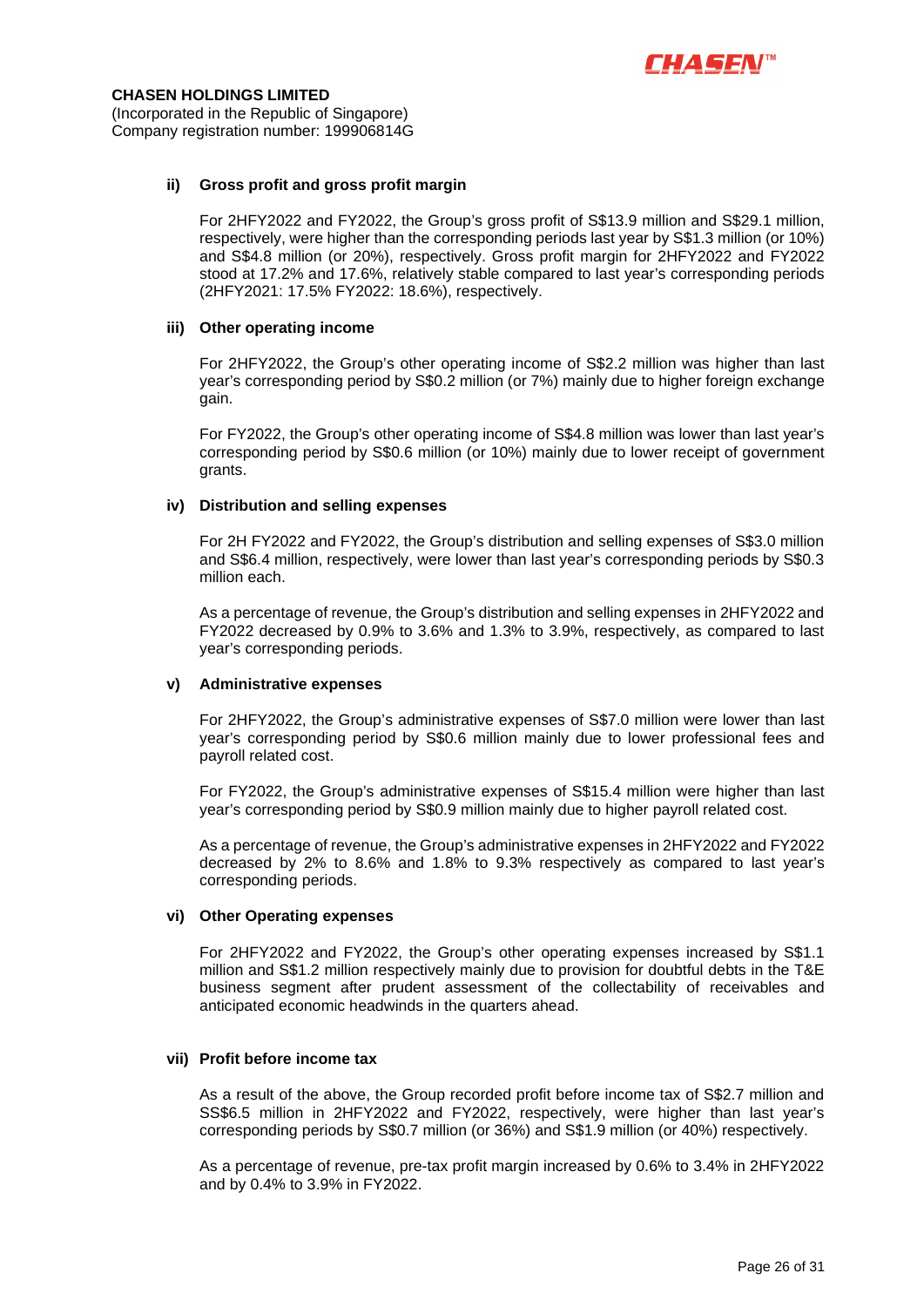**CHASEN HOLDINGS LIMITED**
(Incorporated in the Republic of Singapore)
Company registration number: 199906814G

#### ii) Gross profit and gross profit margin

For 2HFY2022 and FY2022, the Group's gross profit of S$13.9 million and S$29.1 million, respectively, were higher than the corresponding periods last year by S$1.3 million (or 10%) and S$4.8 million (or 20%), respectively. Gross profit margin for 2HFY2022 and FY2022 stood at 17.2% and 17.6%, relatively stable compared to last year's corresponding periods (2HFY2021: 17.5% FY2022: 18.6%), respectively.

#### iii) Other operating income

For 2HFY2022, the Group's other operating income of S$2.2 million was higher than last year's corresponding period by S$0.2 million (or 7%) mainly due to higher foreign exchange gain.

For FY2022, the Group's other operating income of S$4.8 million was lower than last year's corresponding period by S$0.6 million (or 10%) mainly due to lower receipt of government grants.

#### iv) Distribution and selling expenses

For 2H FY2022 and FY2022, the Group's distribution and selling expenses of S$3.0 million and S$6.4 million, respectively, were lower than last year's corresponding periods by S$0.3 million each.

As a percentage of revenue, the Group's distribution and selling expenses in 2HFY2022 and FY2022 decreased by 0.9% to 3.6% and 1.3% to 3.9%, respectively, as compared to last year's corresponding periods.

#### v) Administrative expenses

For 2HFY2022, the Group's administrative expenses of S$7.0 million were lower than last year's corresponding period by S$0.6 million mainly due to lower professional fees and payroll related cost.

For FY2022, the Group's administrative expenses of S$15.4 million were higher than last year's corresponding period by S$0.9 million mainly due to higher payroll related cost.

As a percentage of revenue, the Group's administrative expenses in 2HFY2022 and FY2022 decreased by 2% to 8.6% and 1.8% to 9.3% respectively as compared to last year's corresponding periods.

#### vi) Other Operating expenses

For 2HFY2022 and FY2022, the Group's other operating expenses increased by S$1.1 million and S$1.2 million respectively mainly due to provision for doubtful debts in the T&E business segment after prudent assessment of the collectability of receivables and anticipated economic headwinds in the quarters ahead.

#### vii) Profit before income tax

As a result of the above, the Group recorded profit before income tax of S$2.7 million and SS$6.5 million in 2HFY2022 and FY2022, respectively, were higher than last year's corresponding periods by S$0.7 million (or 36%) and S$1.9 million (or 40%) respectively.

As a percentage of revenue, pre-tax profit margin increased by 0.6% to 3.4% in 2HFY2022 and by 0.4% to 3.9% in FY2022.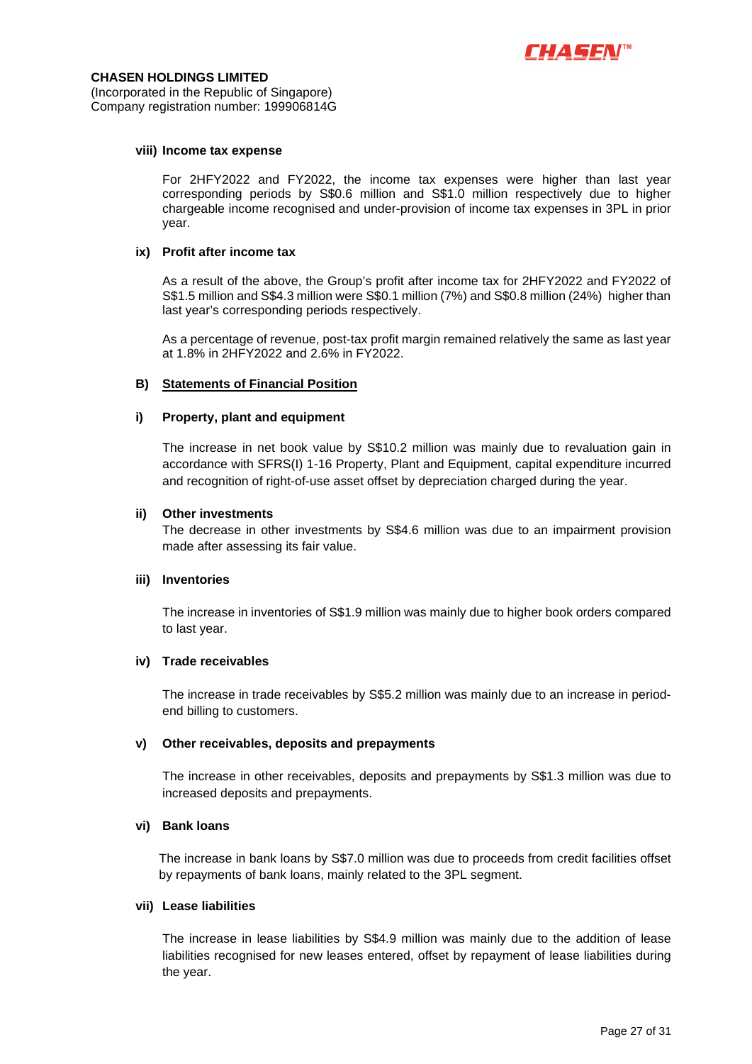**CHASEN HOLDINGS LIMITED**
(Incorporated in the Republic of Singapore)
Company registration number: 199906814G

**viii) Income tax expense**

For 2HFY2022 and FY2022, the income tax expenses were higher than last year corresponding periods by S$0.6 million and S$1.0 million respectively due to higher chargeable income recognised and under-provision of income tax expenses in 3PL in prior year.

**ix) Profit after income tax**

As a result of the above, the Group's profit after income tax for 2HFY2022 and FY2022 of S$1.5 million and S$4.3 million were S$0.1 million (7%) and S$0.8 million (24%) higher than last year's corresponding periods respectively.

As a percentage of revenue, post-tax profit margin remained relatively the same as last year at 1.8% in 2HFY2022 and 2.6% in FY2022.

**B) Statements of Financial Position**

**i) Property, plant and equipment**

The increase in net book value by S$10.2 million was mainly due to revaluation gain in accordance with SFRS(I) 1-16 Property, Plant and Equipment, capital expenditure incurred and recognition of right-of-use asset offset by depreciation charged during the year.

**ii) Other investments**

The decrease in other investments by S$4.6 million was due to an impairment provision made after assessing its fair value.

**iii) Inventories**

The increase in inventories of S$1.9 million was mainly due to higher book orders compared to last year.

**iv) Trade receivables**

The increase in trade receivables by S$5.2 million was mainly due to an increase in period-end billing to customers.

**v) Other receivables, deposits and prepayments**

The increase in other receivables, deposits and prepayments by S$1.3 million was due to increased deposits and prepayments.

**vi) Bank loans**

The increase in bank loans by S$7.0 million was due to proceeds from credit facilities offset by repayments of bank loans, mainly related to the 3PL segment.

**vii) Lease liabilities**

The increase in lease liabilities by S$4.9 million was mainly due to the addition of lease liabilities recognised for new leases entered, offset by repayment of lease liabilities during the year.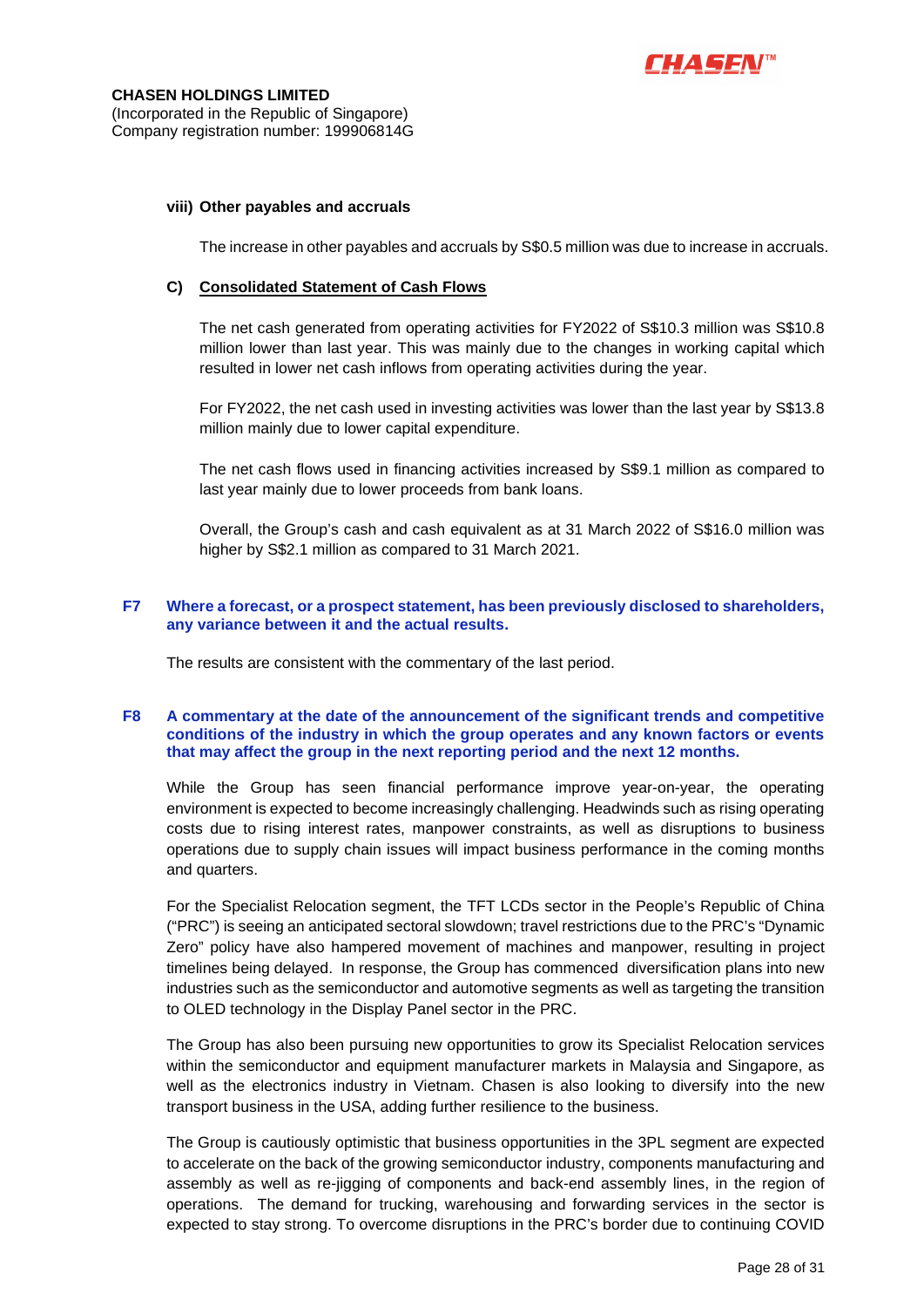#### viii) Other payables and accruals

The increase in other payables and accruals by S$0.5 million was due to increase in accruals.

#### C) Consolidated Statement of Cash Flows

The net cash generated from operating activities for FY2022 of S$10.3 million was S$10.8 million lower than last year. This was mainly due to the changes in working capital which resulted in lower net cash inflows from operating activities during the year.

For FY2022, the net cash used in investing activities was lower than the last year by S$13.8 million mainly due to lower capital expenditure.

The net cash flows used in financing activities increased by S$9.1 million as compared to last year mainly due to lower proceeds from bank loans.

Overall, the Group's cash and cash equivalent as at 31 March 2022 of S$16.0 million was higher by S$2.1 million as compared to 31 March 2021.

### F7 Where a forecast, or a prospect statement, has been previously disclosed to shareholders, any variance between it and the actual results.

The results are consistent with the commentary of the last period.

### F8 A commentary at the date of the announcement of the significant trends and competitive conditions of the industry in which the group operates and any known factors or events that may affect the group in the next reporting period and the next 12 months.

While the Group has seen financial performance improve year-on-year, the operating environment is expected to become increasingly challenging. Headwinds such as rising operating costs due to rising interest rates, manpower constraints, as well as disruptions to business operations due to supply chain issues will impact business performance in the coming months and quarters.

For the Specialist Relocation segment, the TFT LCDs sector in the People's Republic of China ("PRC") is seeing an anticipated sectoral slowdown; travel restrictions due to the PRC's "Dynamic Zero" policy have also hampered movement of machines and manpower, resulting in project timelines being delayed. In response, the Group has commenced diversification plans into new industries such as the semiconductor and automotive segments as well as targeting the transition to OLED technology in the Display Panel sector in the PRC.

The Group has also been pursuing new opportunities to grow its Specialist Relocation services within the semiconductor and equipment manufacturer markets in Malaysia and Singapore, as well as the electronics industry in Vietnam. Chasen is also looking to diversify into the new transport business in the USA, adding further resilience to the business.

The Group is cautiously optimistic that business opportunities in the 3PL segment are expected to accelerate on the back of the growing semiconductor industry, components manufacturing and assembly as well as re-jigging of components and back-end assembly lines, in the region of operations. The demand for trucking, warehousing and forwarding services in the sector is expected to stay strong. To overcome disruptions in the PRC's border due to continuing COVID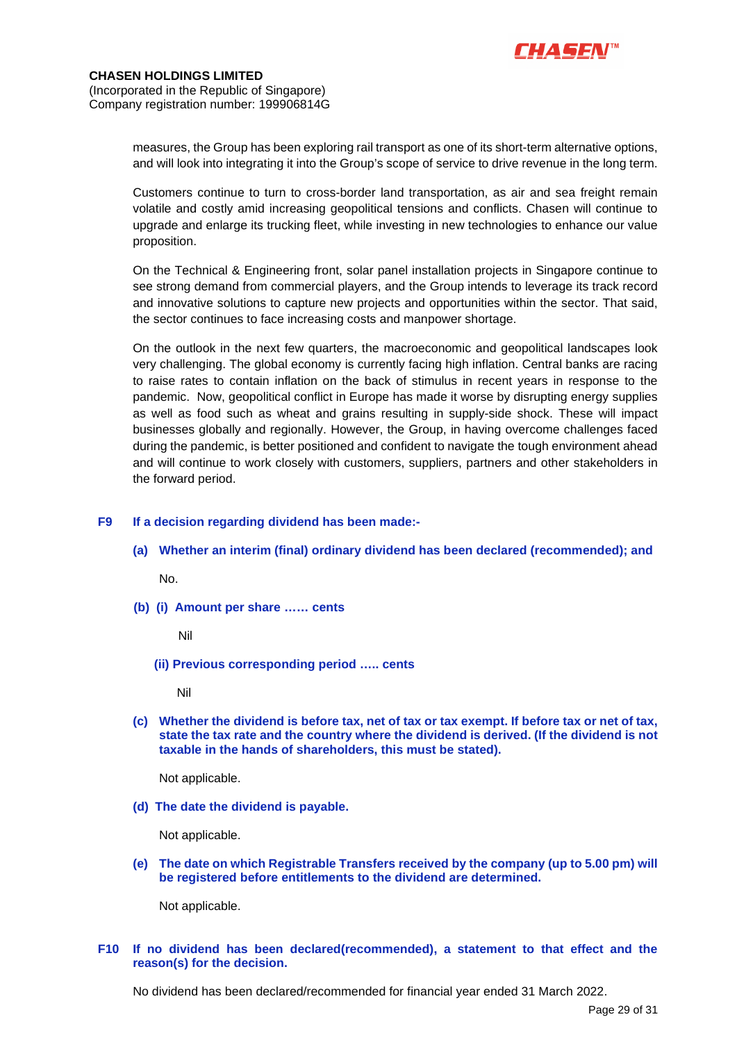measures, the Group has been exploring rail transport as one of its short-term alternative options, and will look into integrating it into the Group's scope of service to drive revenue in the long term.

Customers continue to turn to cross-border land transportation, as air and sea freight remain volatile and costly amid increasing geopolitical tensions and conflicts. Chasen will continue to upgrade and enlarge its trucking fleet, while investing in new technologies to enhance our value proposition.

On the Technical & Engineering front, solar panel installation projects in Singapore continue to see strong demand from commercial players, and the Group intends to leverage its track record and innovative solutions to capture new projects and opportunities within the sector. That said, the sector continues to face increasing costs and manpower shortage.

On the outlook in the next few quarters, the macroeconomic and geopolitical landscapes look very challenging. The global economy is currently facing high inflation. Central banks are racing to raise rates to contain inflation on the back of stimulus in recent years in response to the pandemic. Now, geopolitical conflict in Europe has made it worse by disrupting energy supplies as well as food such as wheat and grains resulting in supply-side shock. These will impact businesses globally and regionally. However, the Group, in having overcome challenges faced during the pandemic, is better positioned and confident to navigate the tough environment ahead and will continue to work closely with customers, suppliers, partners and other stakeholders in the forward period.

**F9 If a decision regarding dividend has been made:-**

**(a) Whether an interim (final) ordinary dividend has been declared (recommended); and**

No.

**(b) (i) Amount per share …… cents**

Nil

**(ii) Previous corresponding period ….. cents**

Nil

**(c) Whether the dividend is before tax, net of tax or tax exempt. If before tax or net of tax, state the tax rate and the country where the dividend is derived. (If the dividend is not taxable in the hands of shareholders, this must be stated).**

Not applicable.

**(d) The date the dividend is payable.**

Not applicable.

**(e) The date on which Registrable Transfers received by the company (up to 5.00 pm) will be registered before entitlements to the dividend are determined.**

Not applicable.

**F10 If no dividend has been declared(recommended), a statement to that effect and the reason(s) for the decision.**

No dividend has been declared/recommended for financial year ended 31 March 2022.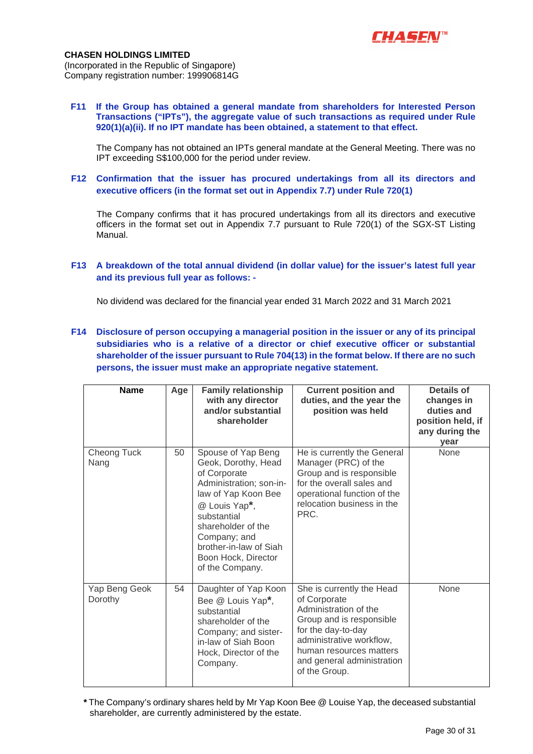**CHASEN HOLDINGS LIMITED**
(Incorporated in the Republic of Singapore)
Company registration number: 199906814G

**F11 If the Group has obtained a general mandate from shareholders for Interested Person Transactions ("IPTs"), the aggregate value of such transactions as required under Rule 920(1)(a)(ii). If no IPT mandate has been obtained, a statement to that effect.**

The Company has not obtained an IPTs general mandate at the General Meeting. There was no IPT exceeding S$100,000 for the period under review.

**F12 Confirmation that the issuer has procured undertakings from all its directors and executive officers (in the format set out in Appendix 7.7) under Rule 720(1)**

The Company confirms that it has procured undertakings from all its directors and executive officers in the format set out in Appendix 7.7 pursuant to Rule 720(1) of the SGX-ST Listing Manual.

**F13 A breakdown of the total annual dividend (in dollar value) for the issuer's latest full year and its previous full year as follows: -**

No dividend was declared for the financial year ended 31 March 2022 and 31 March 2021

**F14 Disclosure of person occupying a managerial position in the issuer or any of its principal subsidiaries who is a relative of a director or chief executive officer or substantial shareholder of the issuer pursuant to Rule 704(13) in the format below. If there are no such persons, the issuer must make an appropriate negative statement.**

| Name | Age | Family relationship with any director and/or substantial shareholder | Current position and duties, and the year the position was held | Details of changes in duties and position held, if any during the year |
|---|---|---|---|---|
| Cheong Tuck Nang | 50 | Spouse of Yap Beng Geok, Dorothy, Head of Corporate Administration; son-in-law of Yap Koon Bee @ Louis Yap**\***, substantial shareholder of the Company; and brother-in-law of Siah Boon Hock, Director of the Company. | He is currently the General Manager (PRC) of the Group and is responsible for the overall sales and operational function of the relocation business in the PRC. | None |
| Yap Beng Geok Dorothy | 54 | Daughter of Yap Koon Bee @ Louis Yap**\***, substantial shareholder of the Company; and sister-in-law of Siah Boon Hock, Director of the Company. | She is currently the Head of Corporate Administration of the Group and is responsible for the day-to-day administrative workflow, human resources matters and general administration of the Group. | None |

**\*** The Company's ordinary shares held by Mr Yap Koon Bee @ Louise Yap, the deceased substantial shareholder, are currently administered by the estate.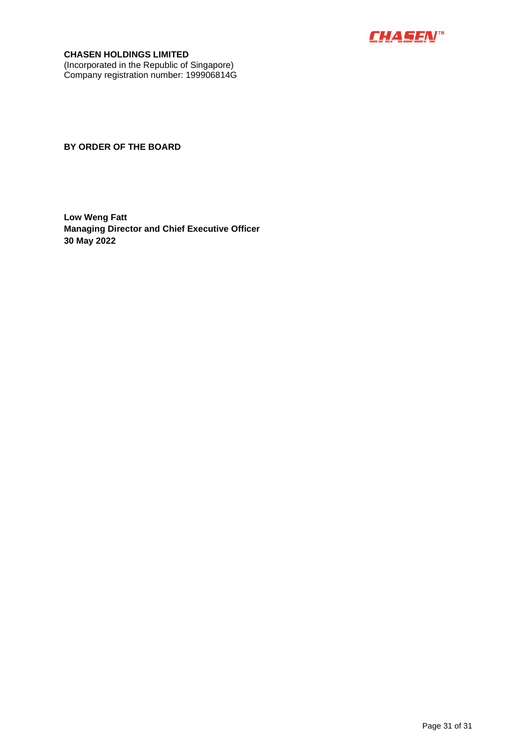**CHASEN HOLDINGS LIMITED**
(Incorporated in the Republic of Singapore)
Company registration number: 199906814G

**BY ORDER OF THE BOARD**

**Low Weng Fatt**
**Managing Director and Chief Executive Officer**
**30 May 2022**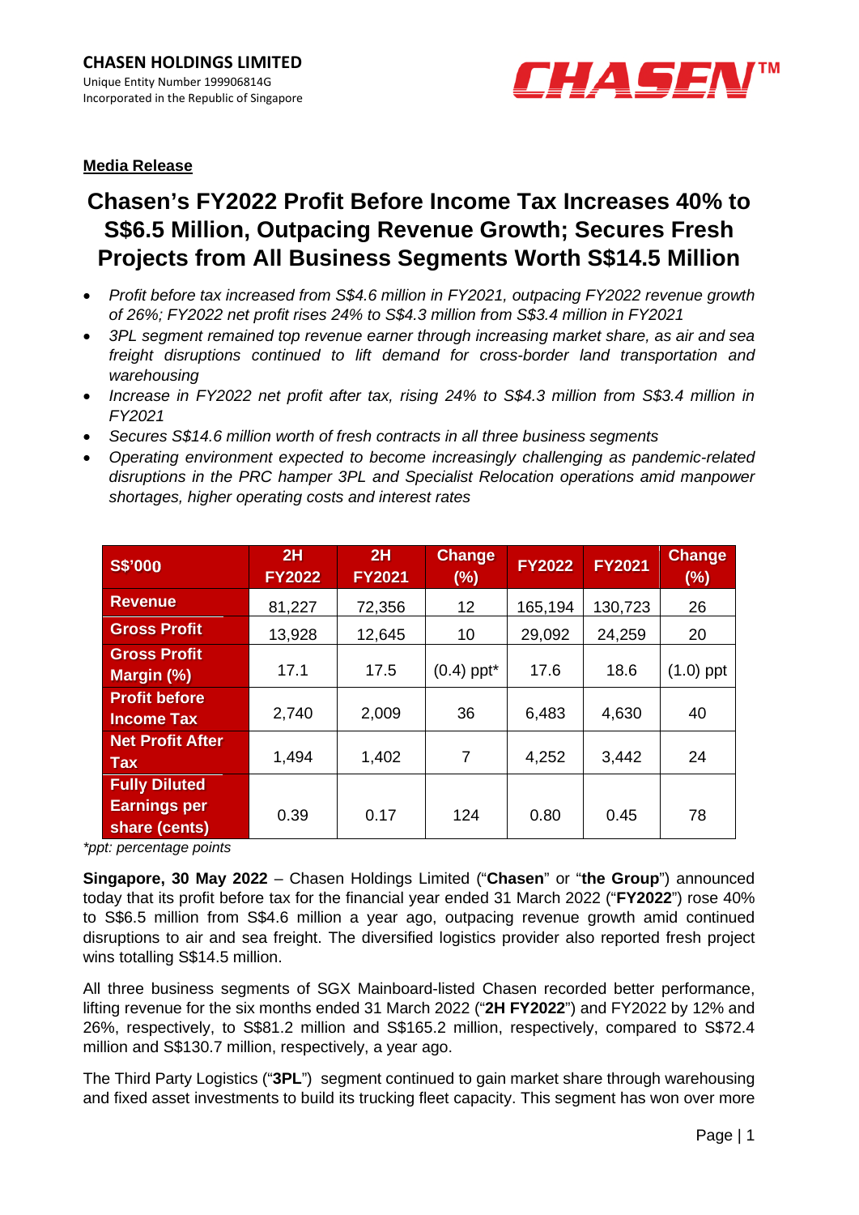**CHASEN HOLDINGS LIMITED**
Unique Entity Number 199906814G
Incorporated in the Republic of Singapore

**CHASEN™**

**Media Release**

# Chasen's FY2022 Profit Before Income Tax Increases 40% to S$6.5 Million, Outpacing Revenue Growth; Secures Fresh Projects from All Business Segments Worth S$14.5 Million

- *Profit before tax increased from S$4.6 million in FY2021, outpacing FY2022 revenue growth of 26%; FY2022 net profit rises 24% to S$4.3 million from S$3.4 million in FY2021*
- *3PL segment remained top revenue earner through increasing market share, as air and sea freight disruptions continued to lift demand for cross-border land transportation and warehousing*
- *Increase in FY2022 net profit after tax, rising 24% to S$4.3 million from S$3.4 million in FY2021*
- *Secures S$14.6 million worth of fresh contracts in all three business segments*
- *Operating environment expected to become increasingly challenging as pandemic-related disruptions in the PRC hamper 3PL and Specialist Relocation operations amid manpower shortages, higher operating costs and interest rates*

| S$'000 | 2H FY2022 | 2H FY2021 | Change (%) | FY2022 | FY2021 | Change (%) |
|---|---|---|---|---|---|---|
| Revenue | 81,227 | 72,356 | 12 | 165,194 | 130,723 | 26 |
| Gross Profit | 13,928 | 12,645 | 10 | 29,092 | 24,259 | 20 |
| Gross Profit Margin (%) | 17.1 | 17.5 | (0.4) ppt* | 17.6 | 18.6 | (1.0) ppt |
| Profit before Income Tax | 2,740 | 2,009 | 36 | 6,483 | 4,630 | 40 |
| Net Profit After Tax | 1,494 | 1,402 | 7 | 4,252 | 3,442 | 24 |
| Fully Diluted Earnings per share (cents) | 0.39 | 0.17 | 124 | 0.80 | 0.45 | 78 |

*\*ppt: percentage points*

**Singapore, 30 May 2022** – Chasen Holdings Limited ("**Chasen**" or "**the Group**") announced today that its profit before tax for the financial year ended 31 March 2022 ("**FY2022**") rose 40% to S$6.5 million from S$4.6 million a year ago, outpacing revenue growth amid continued disruptions to air and sea freight. The diversified logistics provider also reported fresh project wins totalling S$14.5 million.

All three business segments of SGX Mainboard-listed Chasen recorded better performance, lifting revenue for the six months ended 31 March 2022 ("**2H FY2022**") and FY2022 by 12% and 26%, respectively, to S$81.2 million and S$165.2 million, respectively, compared to S$72.4 million and S$130.7 million, respectively, a year ago.

The Third Party Logistics ("**3PL**") segment continued to gain market share through warehousing and fixed asset investments to build its trucking fleet capacity. This segment has won over more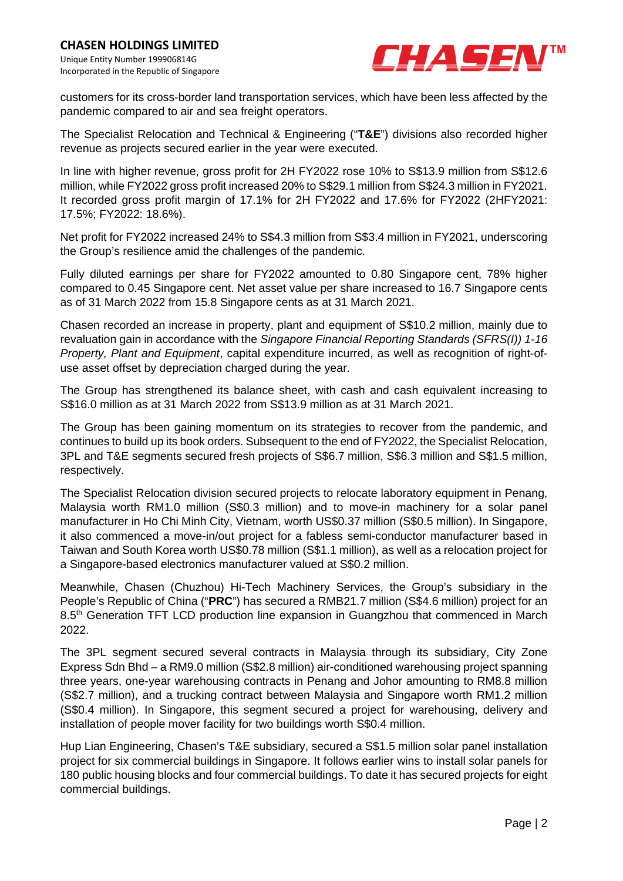customers for its cross-border land transportation services, which have been less affected by the pandemic compared to air and sea freight operators.

The Specialist Relocation and Technical & Engineering ("**T&E**") divisions also recorded higher revenue as projects secured earlier in the year were executed.

In line with higher revenue, gross profit for 2H FY2022 rose 10% to S$13.9 million from S$12.6 million, while FY2022 gross profit increased 20% to S$29.1 million from S$24.3 million in FY2021. It recorded gross profit margin of 17.1% for 2H FY2022 and 17.6% for FY2022 (2HFY2021: 17.5%; FY2022: 18.6%).

Net profit for FY2022 increased 24% to S$4.3 million from S$3.4 million in FY2021, underscoring the Group's resilience amid the challenges of the pandemic.

Fully diluted earnings per share for FY2022 amounted to 0.80 Singapore cent, 78% higher compared to 0.45 Singapore cent. Net asset value per share increased to 16.7 Singapore cents as of 31 March 2022 from 15.8 Singapore cents as at 31 March 2021.

Chasen recorded an increase in property, plant and equipment of S$10.2 million, mainly due to revaluation gain in accordance with the *Singapore Financial Reporting Standards (SFRS(I)) 1-16 Property, Plant and Equipment*, capital expenditure incurred, as well as recognition of right-of-use asset offset by depreciation charged during the year.

The Group has strengthened its balance sheet, with cash and cash equivalent increasing to S$16.0 million as at 31 March 2022 from S$13.9 million as at 31 March 2021.

The Group has been gaining momentum on its strategies to recover from the pandemic, and continues to build up its book orders. Subsequent to the end of FY2022, the Specialist Relocation, 3PL and T&E segments secured fresh projects of S$6.7 million, S$6.3 million and S$1.5 million, respectively.

The Specialist Relocation division secured projects to relocate laboratory equipment in Penang, Malaysia worth RM1.0 million (S$0.3 million) and to move-in machinery for a solar panel manufacturer in Ho Chi Minh City, Vietnam, worth US$0.37 million (S$0.5 million). In Singapore, it also commenced a move-in/out project for a fabless semi-conductor manufacturer based in Taiwan and South Korea worth US$0.78 million (S$1.1 million), as well as a relocation project for a Singapore-based electronics manufacturer valued at S$0.2 million.

Meanwhile, Chasen (Chuzhou) Hi-Tech Machinery Services, the Group's subsidiary in the People's Republic of China ("**PRC**") has secured a RMB21.7 million (S$4.6 million) project for an 8.5th Generation TFT LCD production line expansion in Guangzhou that commenced in March 2022.

The 3PL segment secured several contracts in Malaysia through its subsidiary, City Zone Express Sdn Bhd – a RM9.0 million (S$2.8 million) air-conditioned warehousing project spanning three years, one-year warehousing contracts in Penang and Johor amounting to RM8.8 million (S$2.7 million), and a trucking contract between Malaysia and Singapore worth RM1.2 million (S$0.4 million). In Singapore, this segment secured a project for warehousing, delivery and installation of people mover facility for two buildings worth S$0.4 million.

Hup Lian Engineering, Chasen's T&E subsidiary, secured a S$1.5 million solar panel installation project for six commercial buildings in Singapore. It follows earlier wins to install solar panels for 180 public housing blocks and four commercial buildings. To date it has secured projects for eight commercial buildings.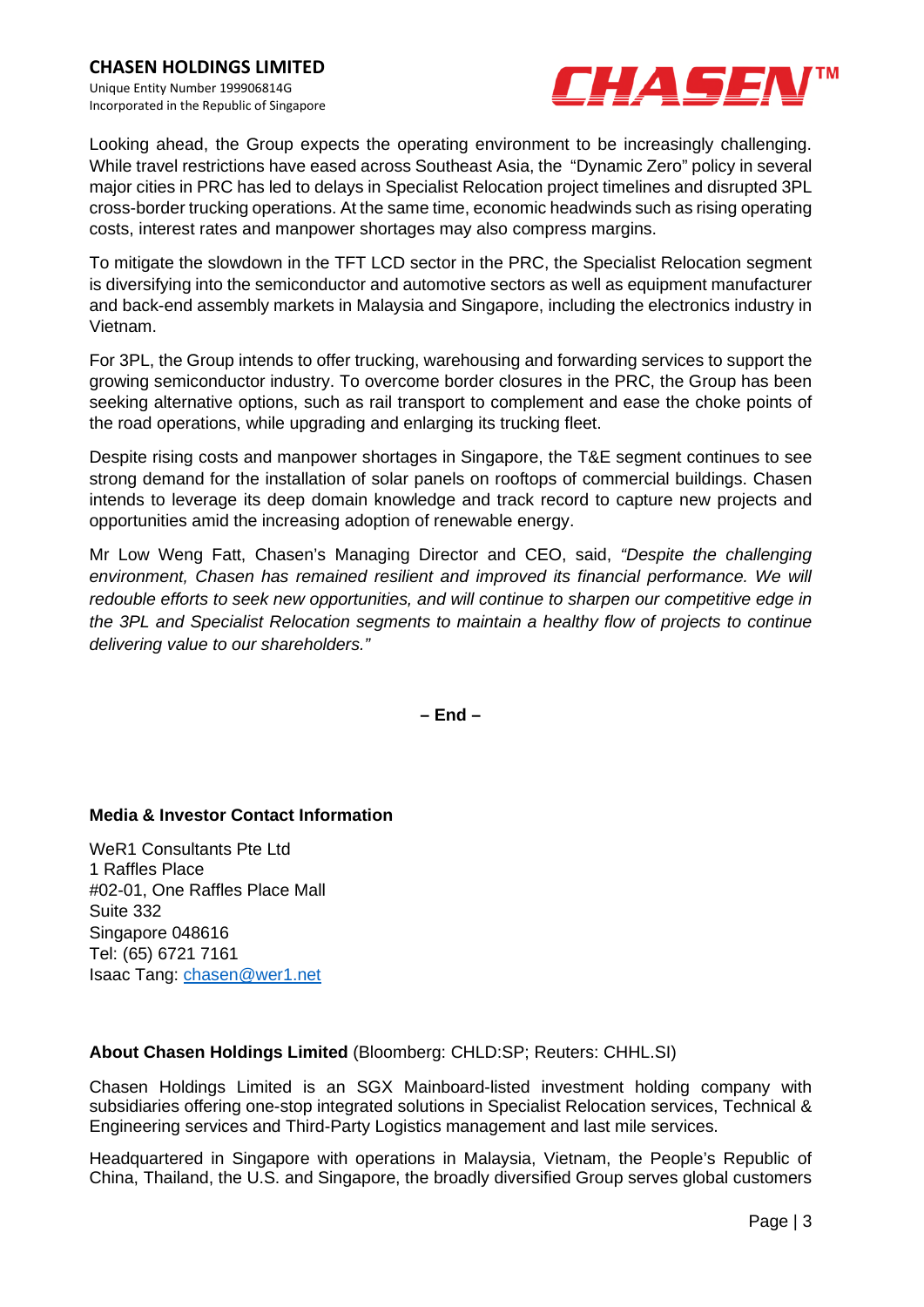Looking ahead, the Group expects the operating environment to be increasingly challenging. While travel restrictions have eased across Southeast Asia, the "Dynamic Zero" policy in several major cities in PRC has led to delays in Specialist Relocation project timelines and disrupted 3PL cross-border trucking operations. At the same time, economic headwinds such as rising operating costs, interest rates and manpower shortages may also compress margins.

To mitigate the slowdown in the TFT LCD sector in the PRC, the Specialist Relocation segment is diversifying into the semiconductor and automotive sectors as well as equipment manufacturer and back-end assembly markets in Malaysia and Singapore, including the electronics industry in Vietnam.

For 3PL, the Group intends to offer trucking, warehousing and forwarding services to support the growing semiconductor industry. To overcome border closures in the PRC, the Group has been seeking alternative options, such as rail transport to complement and ease the choke points of the road operations, while upgrading and enlarging its trucking fleet.

Despite rising costs and manpower shortages in Singapore, the T&E segment continues to see strong demand for the installation of solar panels on rooftops of commercial buildings. Chasen intends to leverage its deep domain knowledge and track record to capture new projects and opportunities amid the increasing adoption of renewable energy.

Mr Low Weng Fatt, Chasen's Managing Director and CEO, said, *"Despite the challenging environment, Chasen has remained resilient and improved its financial performance. We will redouble efforts to seek new opportunities, and will continue to sharpen our competitive edge in the 3PL and Specialist Relocation segments to maintain a healthy flow of projects to continue delivering value to our shareholders."*

**– End –**

**Media & Investor Contact Information**

WeR1 Consultants Pte Ltd
1 Raffles Place
#02-01, One Raffles Place Mall
Suite 332
Singapore 048616
Tel: (65) 6721 7161
Isaac Tang: chasen@wer1.net

**About Chasen Holdings Limited** (Bloomberg: CHLD:SP; Reuters: CHHL.SI)

Chasen Holdings Limited is an SGX Mainboard-listed investment holding company with subsidiaries offering one-stop integrated solutions in Specialist Relocation services, Technical & Engineering services and Third-Party Logistics management and last mile services.

Headquartered in Singapore with operations in Malaysia, Vietnam, the People's Republic of China, Thailand, the U.S. and Singapore, the broadly diversified Group serves global customers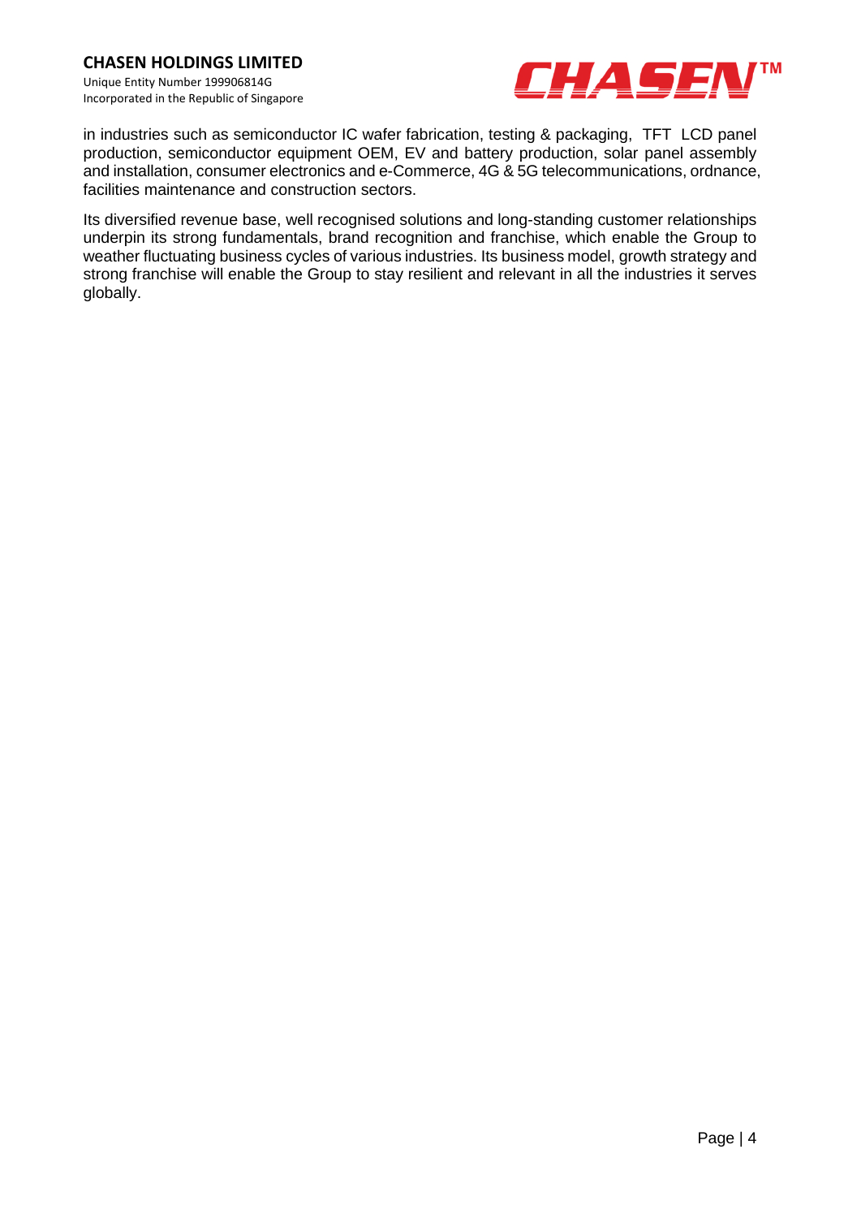in industries such as semiconductor IC wafer fabrication, testing & packaging, TFT LCD panel production, semiconductor equipment OEM, EV and battery production, solar panel assembly and installation, consumer electronics and e-Commerce, 4G & 5G telecommunications, ordnance, facilities maintenance and construction sectors.

Its diversified revenue base, well recognised solutions and long-standing customer relationships underpin its strong fundamentals, brand recognition and franchise, which enable the Group to weather fluctuating business cycles of various industries. Its business model, growth strategy and strong franchise will enable the Group to stay resilient and relevant in all the industries it serves globally.